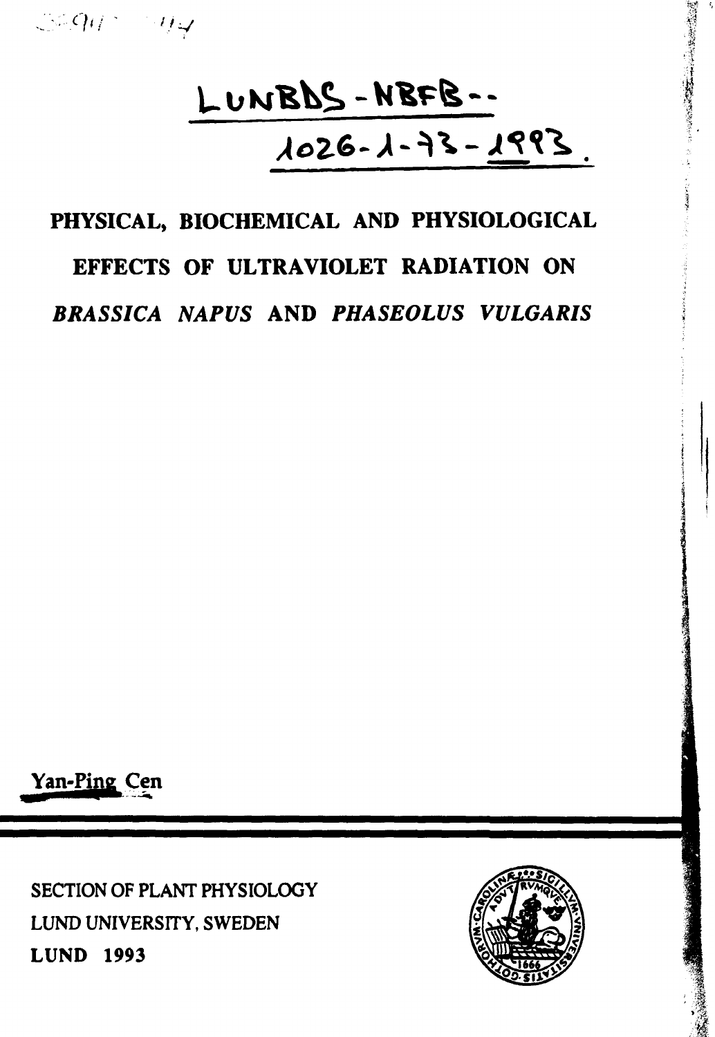LUNBDS-NBFB--
1026-1-93-1993.

# PHYSICAL, BIOCHEMICAL AND PHYSIOLOGICAL EFFECTS OF ULTRAVIOLET RADIATION ON *BRASSICA NAPUS* AND *PHASEOLUS VULGARIS*

Yan-Ping Cen

SECTION OF PLANT PHYSIOLOGY
LUND UNIVERSITY, SWEDEN
**LUND 1993**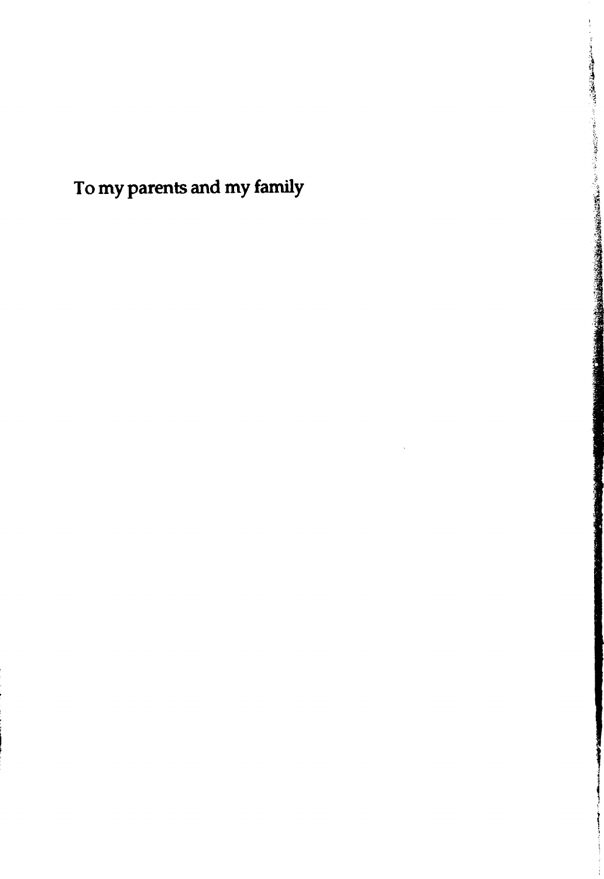To my parents and my family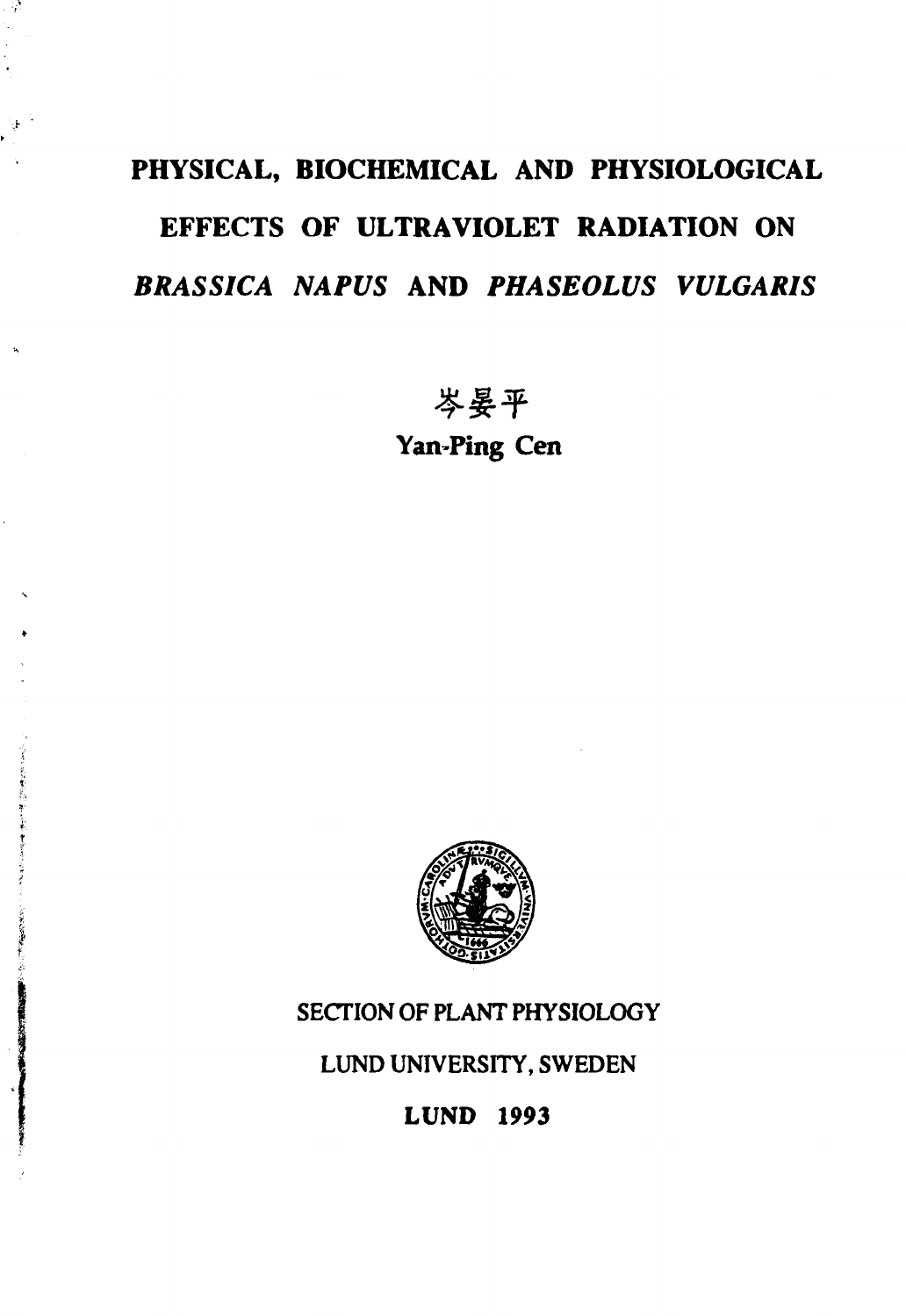# PHYSICAL, BIOCHEMICAL AND PHYSIOLOGICAL EFFECTS OF ULTRAVIOLET RADIATION ON *BRASSICA NAPUS* AND *PHASEOLUS VULGARIS*

岑晏平

Yan-Ping Cen

SECTION OF PLANT PHYSIOLOGY

LUND UNIVERSITY, SWEDEN

**LUND 1993**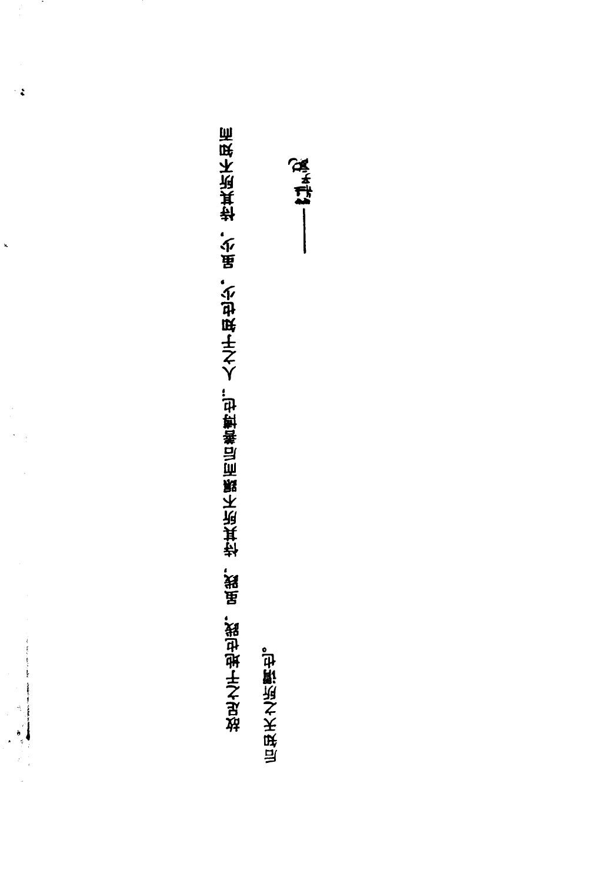故足之于地也践，虽践，恃其所不蹍而后善博也；人之于知也少，虽少，恃其所不知而后知天之所谓也。

——庄子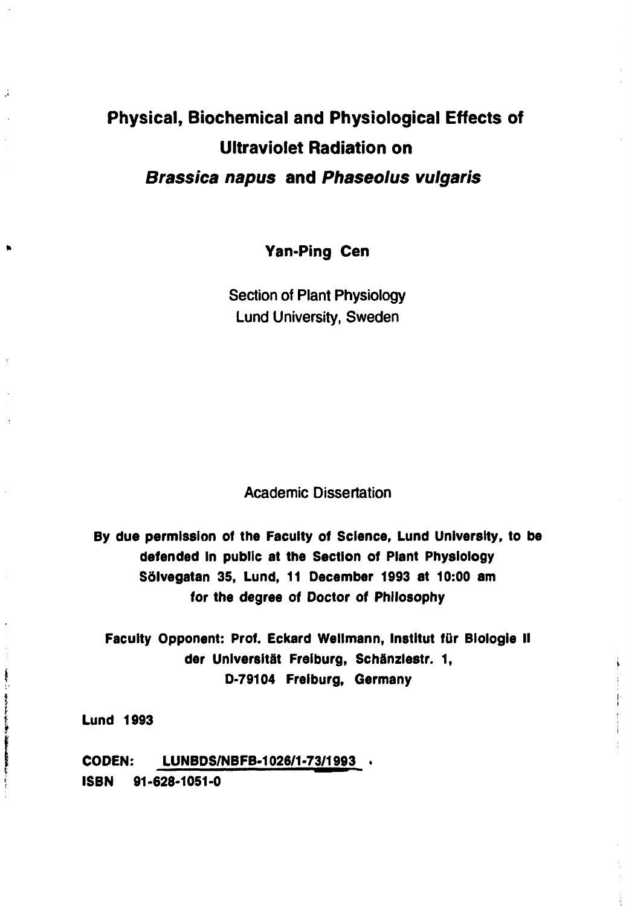# Physical, Biochemical and Physiological Effects of Ultraviolet Radiation on *Brassica napus* and *Phaseolus vulgaris*

**Yan-Ping Cen**

Section of Plant Physiology
Lund University, Sweden

Academic Dissertation

**By due permission of the Faculty of Science, Lund University, to be defended in public at the Section of Plant Physiology Sölvegatan 35, Lund, 11 December 1993 at 10:00 am for the degree of Doctor of Philosophy**

**Faculty Opponent: Prof. Eckard Wellmann, Institut für Biologie II der Universität Freiburg, Schänzlestr. 1, D-79104 Freiburg, Germany**

**Lund 1993**

**CODEN: LUNBDS/NBFB-1026/1-73/1993 .**
**ISBN 91-628-1051-0**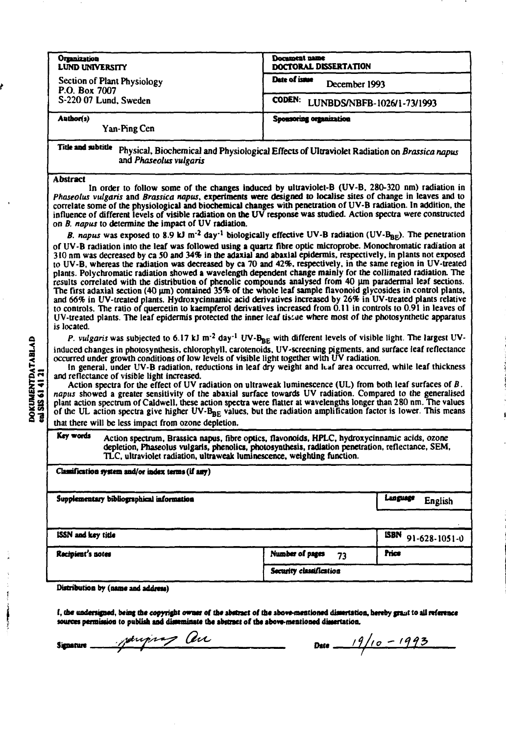| Organization | Document name |
| --- | --- |
| LUND UNIVERSITY<br>Section of Plant Physiology<br>P.O. Box 7007<br>S-220 07 Lund, Sweden | DOCTORAL DISSERTATION |
| | Date of issue December 1993 |
| | CODEN: LUNBDS/NBFB-1026/1-73/1993 |
| Author(s)<br>Yan-Ping Cen | Sponsoring organization |

**Title and subtitle** Physical, Biochemical and Physiological Effects of Ultraviolet Radiation on *Brassica napus* and *Phaseolus vulgaris*

**Abstract**

In order to follow some of the changes induced by ultraviolet-B (UV-B, 280-320 nm) radiation in *Phaseolus vulgaris* and *Brassica napus*, experiments were designed to localise sites of change in leaves and to correlate some of the physiological and biochemical changes with penetration of UV-B radiation. In addition, the influence of different levels of visible radiation on the UV response was studied. Action spectra were constructed on *B. napus* to determine the impact of UV radiation.

*B. napus* was exposed to 8.9 kJ $m^{-2}$ $day^{-1}$ biologically effective UV-B radiation (UV-$B_{BE}$). The penetration of UV-B radiation into the leaf was followed using a quartz fibre optic microprobe. Monochromatic radiation at 310 nm was decreased by ca 50 and 34% in the adaxial and abaxial epidermis, respectively, in plants not exposed to UV-B, whereas the radiation was decreased by ca 70 and 42%, respectively, in the same region in UV-treated plants. Polychromatic radiation showed a wavelength dependent change mainly for the collimated radiation. The results correlated with the distribution of phenolic compounds analysed from 40 µm paradermal leaf sections. The first adaxial section (40 µm) contained 35% of the whole leaf sample flavonoid glycosides in control plants, and 66% in UV-treated plants. Hydroxycinnamic acid derivatives increased by 26% in UV-treated plants relative to controls. The ratio of quercetin to kaempferol derivatives increased from 0.11 in controls to 0.91 in leaves of UV-treated plants. The leaf epidermis protected the inner leaf tissue where most of the photosynthetic apparatus is located.

*P. vulgaris* was subjected to 6.17 kJ $m^{-2}$ $day^{-1}$ UV-$B_{BE}$ with different levels of visible light. The largest UV-induced changes in photosynthesis, chlorophyll, carotenoids, UV-screening pigments, and surface leaf reflectance occurred under growth conditions of low levels of visible light together with UV radiation.

In general, under UV-B radiation, reductions in leaf dry weight and leaf area occurred, while leaf thickness and reflectance of visible light increased.

Action spectra for the effect of UV radiation on ultraweak luminescence (UL) from both leaf surfaces of *B. napus* showed a greater sensitivity of the abaxial surface towards UV radiation. Compared to the generalised plant action spectrum of Caldwell, these action spectra were flatter at wavelengths longer than 280 nm. The values of the UL action spectra give higher UV-$B_{BE}$ values, but the radiation amplification factor is lower. This means that there will be less impact from ozone depletion.

**Key words** Action spectrum, Brassica napus, fibre optics, flavonoids, HPLC, hydroxycinnamic acids, ozone depletion, Phaseolus vulgaris, phenolics, photosynthesis, radiation penetration, reflectance, SEM, TLC, ultraviolet radiation, ultraweak luminescence, weighting function.

| Classification system and/or index terms (if any) | | |
| --- | --- | --- |
| Supplementary bibliographical information | | Language English |
| ISSN and key title | | ISBN 91-628-1051-0 |
| Recipient's notes | Number of pages 73 | Price |
| | Security classification | |

Distribution by (name and address)

*I, the undersigned, being the copyright owner of the abstract of the above-mentioned dissertation, hereby grant to all reference sources permission to publish and disseminate the abstract of the above-mentioned dissertation.*

Signature Yanping Cen  Date 19/10 - 1993

DOKUMENTDATABLAD enl SIS 61 41 21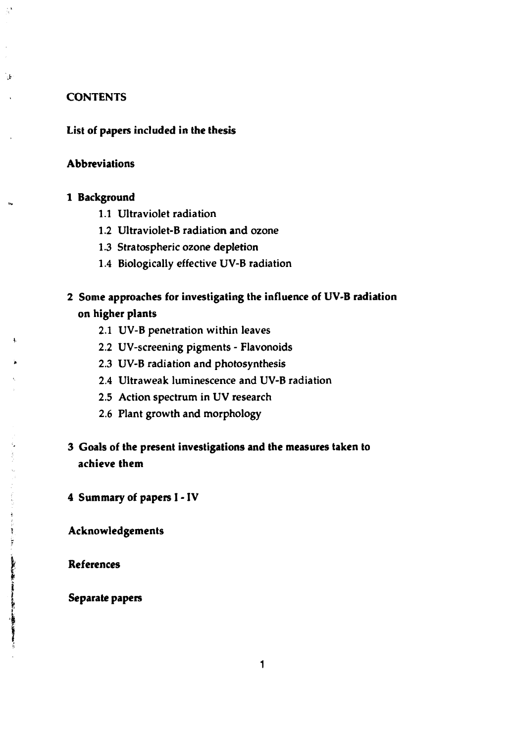# CONTENTS

**List of papers included in the thesis**

**Abbreviations**

**1 Background**

- 1.1 Ultraviolet radiation
- 1.2 Ultraviolet-B radiation and ozone
- 1.3 Stratospheric ozone depletion
- 1.4 Biologically effective UV-B radiation

**2 Some approaches for investigating the influence of UV-B radiation on higher plants**

- 2.1 UV-B penetration within leaves
- 2.2 UV-screening pigments - Flavonoids
- 2.3 UV-B radiation and photosynthesis
- 2.4 Ultraweak luminescence and UV-B radiation
- 2.5 Action spectrum in UV research
- 2.6 Plant growth and morphology

**3 Goals of the present investigations and the measures taken to achieve them**

**4 Summary of papers I - IV**

**Acknowledgements**

**References**

**Separate papers**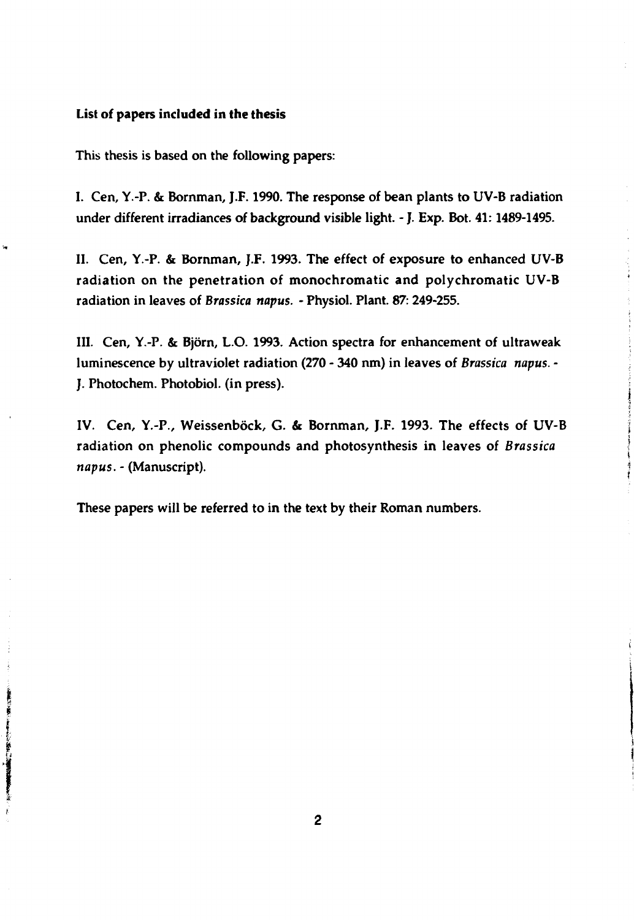**List of papers included in the thesis**

This thesis is based on the following papers:

I. Cen, Y.-P. & Bornman, J.F. 1990. The response of bean plants to UV-B radiation under different irradiances of background visible light. - J. Exp. Bot. 41: 1489-1495.

II. Cen, Y.-P. & Bornman, J.F. 1993. The effect of exposure to enhanced UV-B radiation on the penetration of monochromatic and polychromatic UV-B radiation in leaves of *Brassica napus*. - Physiol. Plant. 87: 249-255.

III. Cen, Y.-P. & Björn, L.O. 1993. Action spectra for enhancement of ultraweak luminescence by ultraviolet radiation (270 - 340 nm) in leaves of *Brassica napus*. - J. Photochem. Photobiol. (in press).

IV. Cen, Y.-P., Weissenböck, G. & Bornman, J.F. 1993. The effects of UV-B radiation on phenolic compounds and photosynthesis in leaves of *Brassica napus*. - (Manuscript).

These papers will be referred to in the text by their Roman numbers.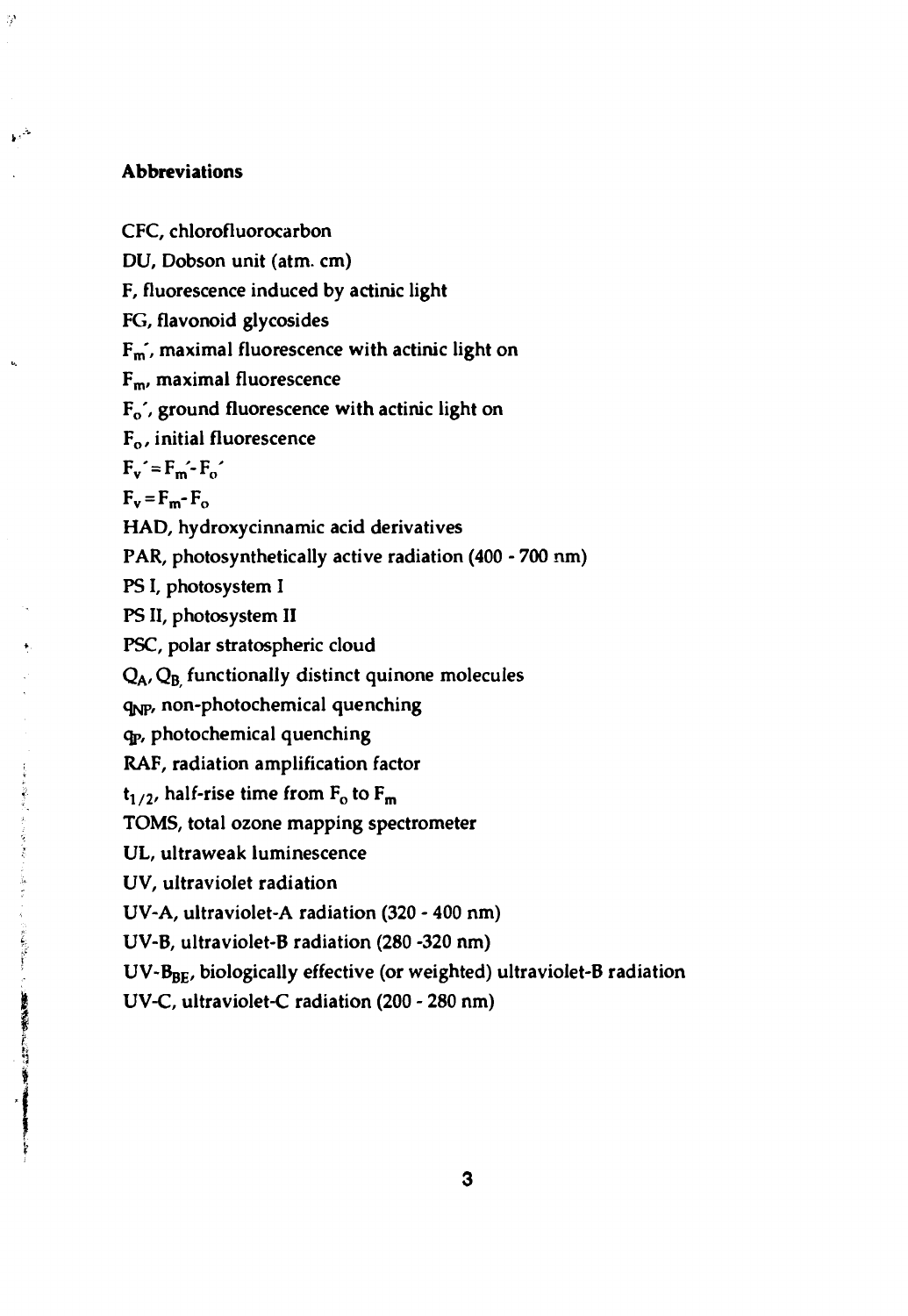**Abbreviations**

CFC, chlorofluorocarbon

DU, Dobson unit (atm. cm)

F, fluorescence induced by actinic light

FG, flavonoid glycosides

$F_m'$, maximal fluorescence with actinic light on

$F_m$, maximal fluorescence

$F_o'$, ground fluorescence with actinic light on

$F_o$, initial fluorescence

$F_v' = F_m' - F_o'$

$F_v = F_m - F_o$

HAD, hydroxycinnamic acid derivatives

PAR, photosynthetically active radiation (400 - 700 nm)

PS I, photosystem I

PS II, photosystem II

PSC, polar stratospheric cloud

$Q_A$, $Q_B$, functionally distinct quinone molecules

$q_{NP}$, non-photochemical quenching

$q_P$, photochemical quenching

RAF, radiation amplification factor

$t_{1/2}$, half-rise time from $F_o$ to $F_m$

TOMS, total ozone mapping spectrometer

UL, ultraweak luminescence

UV, ultraviolet radiation

UV-A, ultraviolet-A radiation (320 - 400 nm)

UV-B, ultraviolet-B radiation (280 -320 nm)

UV-$B_{BE}$, biologically effective (or weighted) ultraviolet-B radiation

UV-C, ultraviolet-C radiation (200 - 280 nm)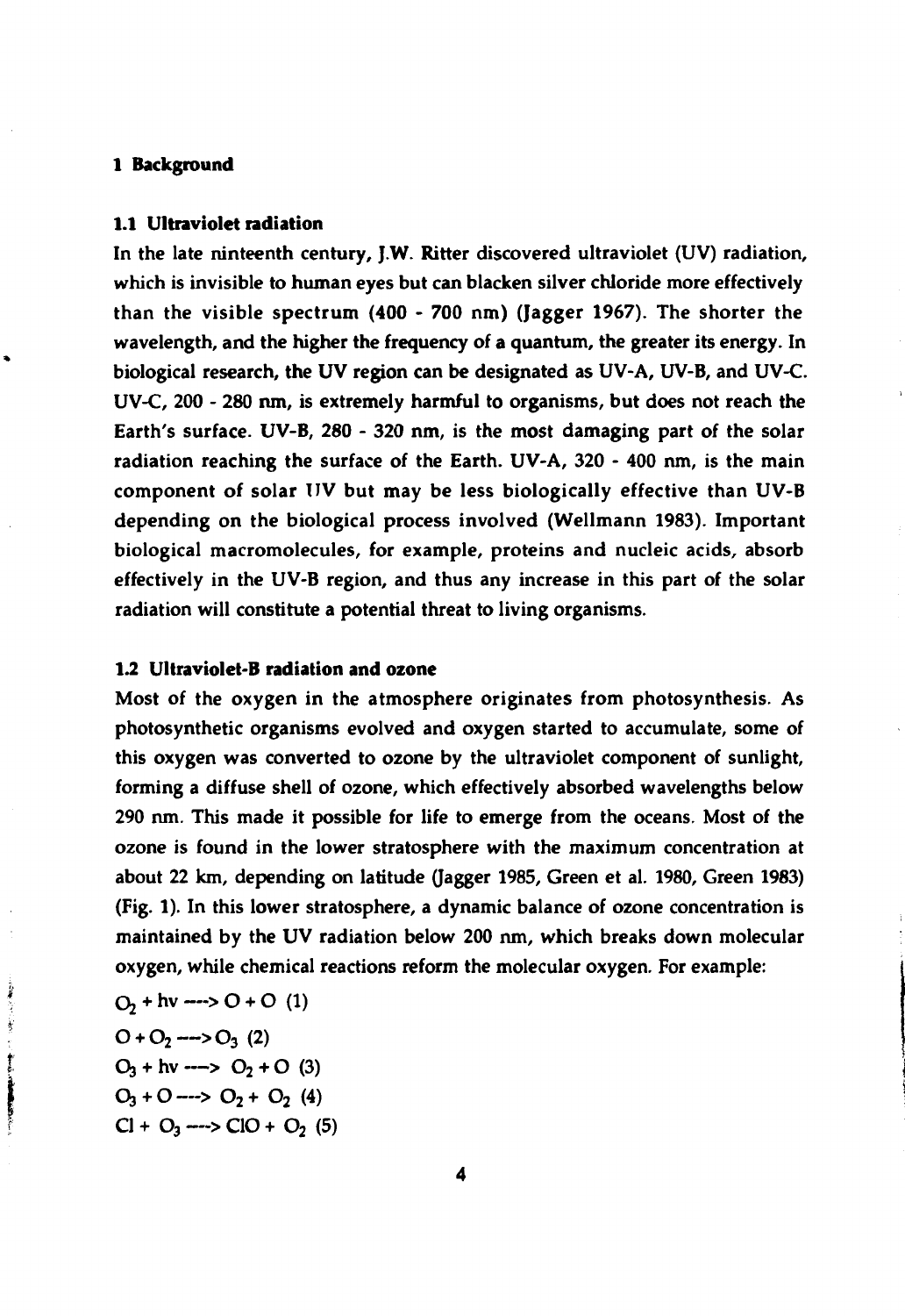# 1 Background

## 1.1 Ultraviolet radiation

In the late ninteenth century, J.W. Ritter discovered ultraviolet (UV) radiation, which is invisible to human eyes but can blacken silver chloride more effectively than the visible spectrum (400 - 700 nm) (Jagger 1967). The shorter the wavelength, and the higher the frequency of a quantum, the greater its energy. In biological research, the UV region can be designated as UV-A, UV-B, and UV-C. UV-C, 200 - 280 nm, is extremely harmful to organisms, but does not reach the Earth's surface. UV-B, 280 - 320 nm, is the most damaging part of the solar radiation reaching the surface of the Earth. UV-A, 320 - 400 nm, is the main component of solar UV but may be less biologically effective than UV-B depending on the biological process involved (Wellmann 1983). Important biological macromolecules, for example, proteins and nucleic acids, absorb effectively in the UV-B region, and thus any increase in this part of the solar radiation will constitute a potential threat to living organisms.

## 1.2 Ultraviolet-B radiation and ozone

Most of the oxygen in the atmosphere originates from photosynthesis. As photosynthetic organisms evolved and oxygen started to accumulate, some of this oxygen was converted to ozone by the ultraviolet component of sunlight, forming a diffuse shell of ozone, which effectively absorbed wavelengths below 290 nm. This made it possible for life to emerge from the oceans. Most of the ozone is found in the lower stratosphere with the maximum concentration at about 22 km, depending on latitude (Jagger 1985, Green et al. 1980, Green 1983) (Fig. 1). In this lower stratosphere, a dynamic balance of ozone concentration is maintained by the UV radiation below 200 nm, which breaks down molecular oxygen, while chemical reactions reform the molecular oxygen. For example:

$O_2 + h\nu \longrightarrow O + O$ (1)

$O + O_2 \longrightarrow O_3$ (2)

$O_3 + h\nu \longrightarrow O_2 + O$ (3)

$O_3 + O \longrightarrow O_2 + O_2$ (4)

$Cl + O_3 \longrightarrow ClO + O_2$ (5)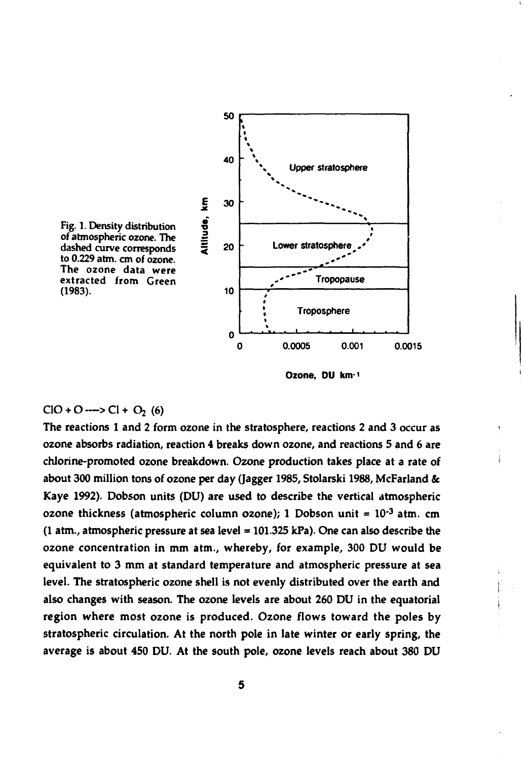Fig. 1. Density distribution of atmospheric ozone. The dashed curve corresponds to 0.229 atm. cm of ozone. The ozone data were extracted from Green (1983).

$ClO + O \longrightarrow Cl + O_2$ (6)

The reactions 1 and 2 form ozone in the stratosphere, reactions 2 and 3 occur as ozone absorbs radiation, reaction 4 breaks down ozone, and reactions 5 and 6 are chlorine-promoted ozone breakdown. Ozone production takes place at a rate of about 300 million tons of ozone per day (Jagger 1985, Stolarski 1988, McFarland & Kaye 1992). Dobson units (DU) are used to describe the vertical atmospheric ozone thickness (atmospheric column ozone); 1 Dobson unit = $10^{-3}$ atm. cm (1 atm., atmospheric pressure at sea level = 101.325 kPa). One can also describe the ozone concentration in mm atm., whereby, for example, 300 DU would be equivalent to 3 mm at standard temperature and atmospheric pressure at sea level. The stratospheric ozone shell is not evenly distributed over the earth and also changes with season. The ozone levels are about 260 DU in the equatorial region where most ozone is produced. Ozone flows toward the poles by stratospheric circulation. At the north pole in late winter or early spring, the average is about 450 DU. At the south pole, ozone levels reach about 380 DU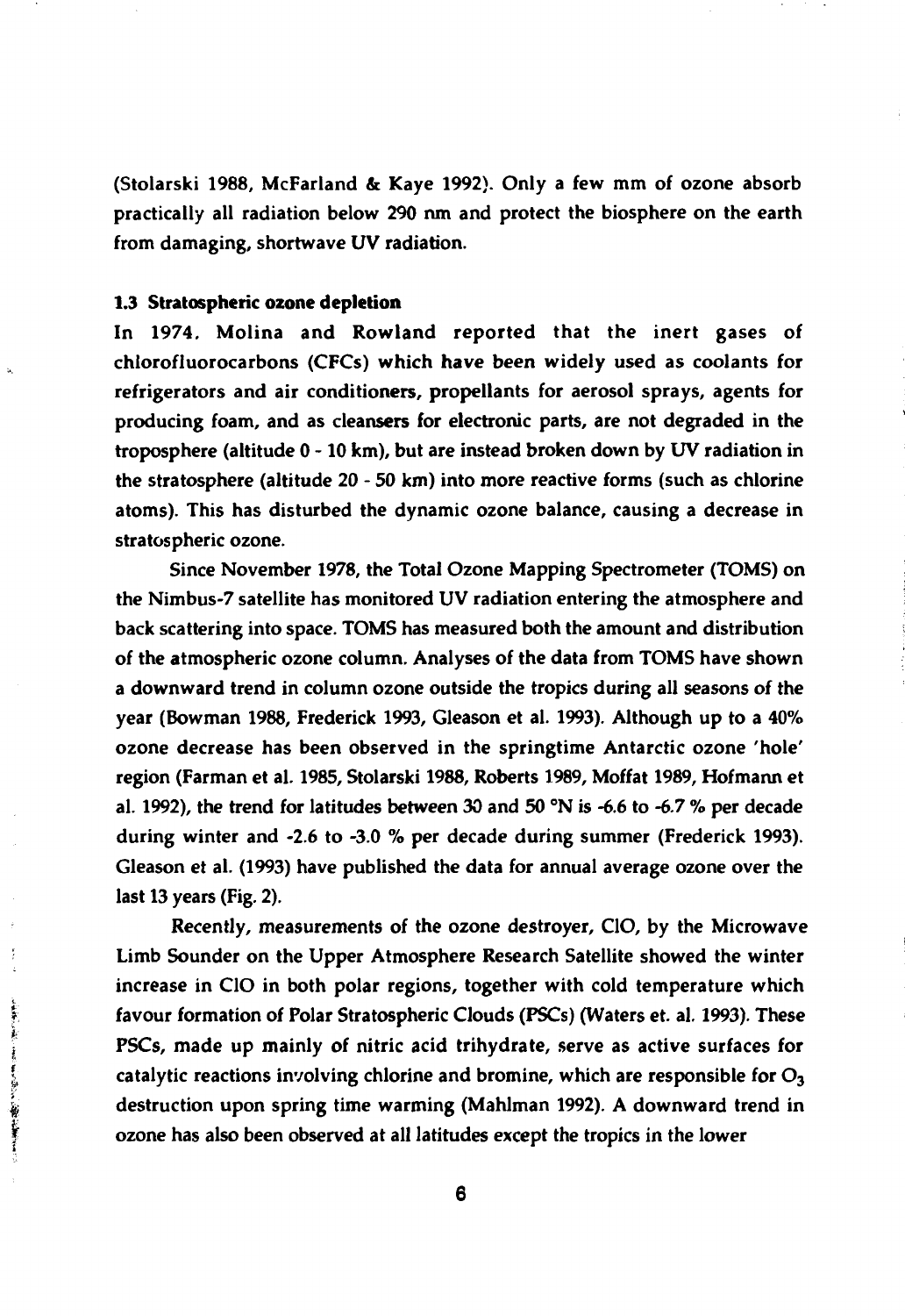(Stolarski 1988, McFarland & Kaye 1992). Only a few mm of ozone absorb practically all radiation below 290 nm and protect the biosphere on the earth from damaging, shortwave UV radiation.

### 1.3 Stratospheric ozone depletion

In 1974, Molina and Rowland reported that the inert gases of chlorofluorocarbons (CFCs) which have been widely used as coolants for refrigerators and air conditioners, propellants for aerosol sprays, agents for producing foam, and as cleansers for electronic parts, are not degraded in the troposphere (altitude 0 - 10 km), but are instead broken down by UV radiation in the stratosphere (altitude 20 - 50 km) into more reactive forms (such as chlorine atoms). This has disturbed the dynamic ozone balance, causing a decrease in stratospheric ozone.

Since November 1978, the Total Ozone Mapping Spectrometer (TOMS) on the Nimbus-7 satellite has monitored UV radiation entering the atmosphere and back scattering into space. TOMS has measured both the amount and distribution of the atmospheric ozone column. Analyses of the data from TOMS have shown a downward trend in column ozone outside the tropics during all seasons of the year (Bowman 1988, Frederick 1993, Gleason et al. 1993). Although up to a 40% ozone decrease has been observed in the springtime Antarctic ozone 'hole' region (Farman et al. 1985, Stolarski 1988, Roberts 1989, Moffat 1989, Hofmann et al. 1992), the trend for latitudes between 30 and 50 °N is -6.6 to -6.7 % per decade during winter and -2.6 to -3.0 % per decade during summer (Frederick 1993). Gleason et al. (1993) have published the data for annual average ozone over the last 13 years (Fig. 2).

Recently, measurements of the ozone destroyer, ClO, by the Microwave Limb Sounder on the Upper Atmosphere Research Satellite showed the winter increase in ClO in both polar regions, together with cold temperature which favour formation of Polar Stratospheric Clouds (PSCs) (Waters et. al. 1993). These PSCs, made up mainly of nitric acid trihydrate, serve as active surfaces for catalytic reactions involving chlorine and bromine, which are responsible for $O_3$ destruction upon spring time warming (Mahlman 1992). A downward trend in ozone has also been observed at all latitudes except the tropics in the lower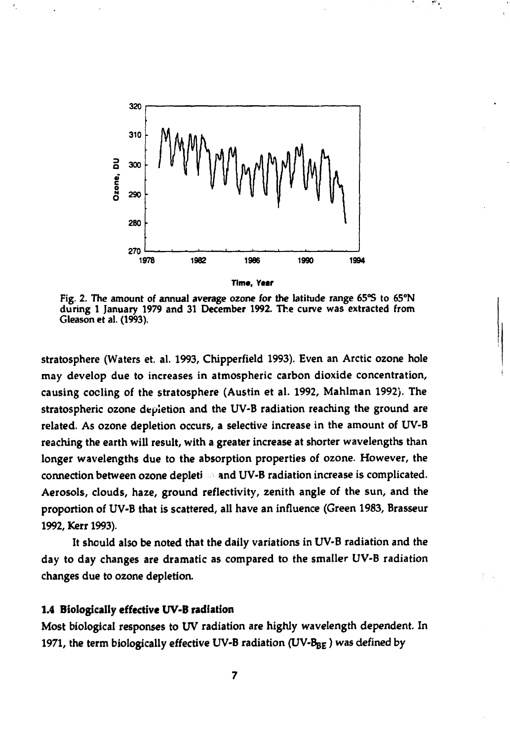Fig. 2. The amount of annual average ozone for the latitude range 65°S to 65°N during 1 January 1979 and 31 December 1992. The curve was extracted from Gleason et al. (1993).

stratosphere (Waters et. al. 1993, Chipperfield 1993). Even an Arctic ozone hole may develop due to increases in atmospheric carbon dioxide concentration, causing cooling of the stratosphere (Austin et al. 1992, Mahlman 1992). The stratospheric ozone depletion and the UV-B radiation reaching the ground are related. As ozone depletion occurs, a selective increase in the amount of UV-B reaching the earth will result, with a greater increase at shorter wavelengths than longer wavelengths due to the absorption properties of ozone. However, the connection between ozone depletion and UV-B radiation increase is complicated. Aerosols, clouds, haze, ground reflectivity, zenith angle of the sun, and the proportion of UV-B that is scattered, all have an influence (Green 1983, Brasseur 1992, Kerr 1993).

It should also be noted that the daily variations in UV-B radiation and the day to day changes are dramatic as compared to the smaller UV-B radiation changes due to ozone depletion.

### 1.4 Biologically effective UV-B radiation

Most biological responses to UV radiation are highly wavelength dependent. In 1971, the term biologically effective UV-B radiation (UV-$B_{BE}$) was defined by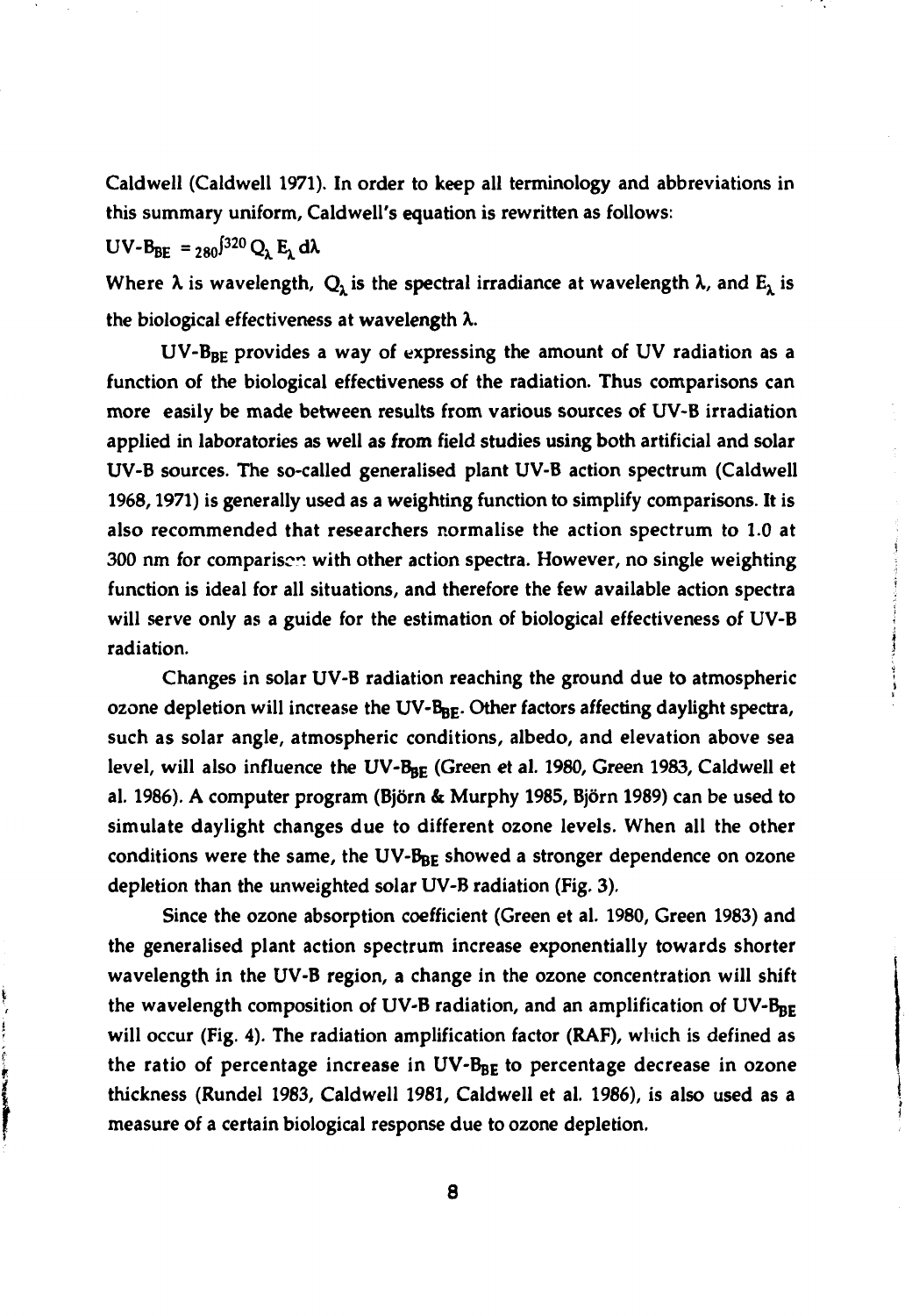Caldwell (Caldwell 1971). In order to keep all terminology and abbreviations in this summary uniform, Caldwell's equation is rewritten as follows:

$$UV\text{-}B_{BE} = \int_{280}^{320} Q_\lambda \, E_\lambda \, d\lambda$$

Where $\lambda$ is wavelength, $Q_\lambda$ is the spectral irradiance at wavelength $\lambda$, and $E_\lambda$ is the biological effectiveness at wavelength $\lambda$.

$UV\text{-}B_{BE}$ provides a way of expressing the amount of UV radiation as a function of the biological effectiveness of the radiation. Thus comparisons can more easily be made between results from various sources of UV-B irradiation applied in laboratories as well as from field studies using both artificial and solar UV-B sources. The so-called generalised plant UV-B action spectrum (Caldwell 1968, 1971) is generally used as a weighting function to simplify comparisons. It is also recommended that researchers normalise the action spectrum to 1.0 at 300 nm for comparison with other action spectra. However, no single weighting function is ideal for all situations, and therefore the few available action spectra will serve only as a guide for the estimation of biological effectiveness of UV-B radiation.

Changes in solar UV-B radiation reaching the ground due to atmospheric ozone depletion will increase the $UV\text{-}B_{BE}$. Other factors affecting daylight spectra, such as solar angle, atmospheric conditions, albedo, and elevation above sea level, will also influence the $UV\text{-}B_{BE}$ (Green et al. 1980, Green 1983, Caldwell et al. 1986). A computer program (Björn & Murphy 1985, Björn 1989) can be used to simulate daylight changes due to different ozone levels. When all the other conditions were the same, the $UV\text{-}B_{BE}$ showed a stronger dependence on ozone depletion than the unweighted solar UV-B radiation (Fig. 3).

Since the ozone absorption coefficient (Green et al. 1980, Green 1983) and the generalised plant action spectrum increase exponentially towards shorter wavelength in the UV-B region, a change in the ozone concentration will shift the wavelength composition of UV-B radiation, and an amplification of $UV\text{-}B_{BE}$ will occur (Fig. 4). The radiation amplification factor (RAF), which is defined as the ratio of percentage increase in $UV\text{-}B_{BE}$ to percentage decrease in ozone thickness (Rundel 1983, Caldwell 1981, Caldwell et al. 1986), is also used as a measure of a certain biological response due to ozone depletion.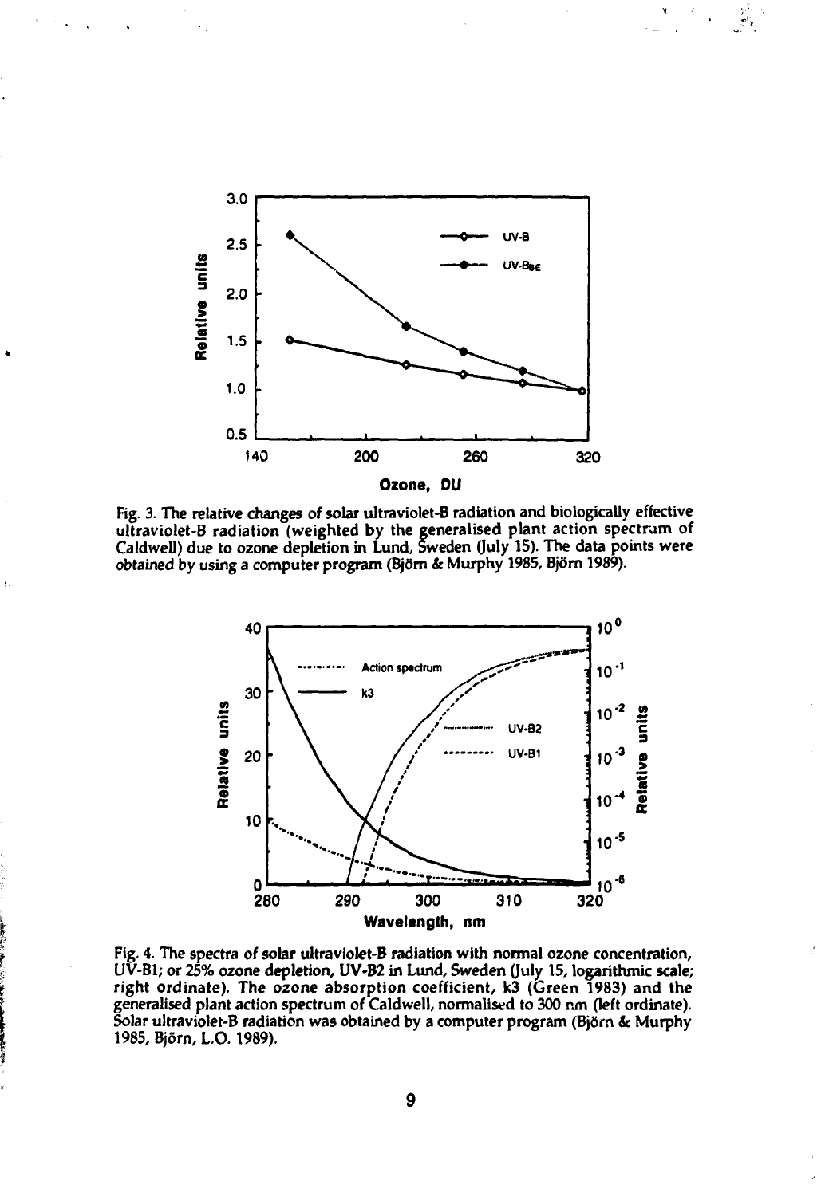Fig. 3. The relative changes of solar ultraviolet-B radiation and biologically effective ultraviolet-B radiation (weighted by the generalised plant action spectrum of Caldwell) due to ozone depletion in Lund, Sweden (July 15). The data points were obtained by using a computer program (Björn & Murphy 1985, Björn 1989).

Fig. 4. The spectra of solar ultraviolet-B radiation with normal ozone concentration, UV-B1; or 25% ozone depletion, UV-B2 in Lund, Sweden (July 15, logarithmic scale; right ordinate). The ozone absorption coefficient, k3 (Green 1983) and the generalised plant action spectrum of Caldwell, normalised to 300 nm (left ordinate). Solar ultraviolet-B radiation was obtained by a computer program (Björn & Murphy 1985, Björn, L.O. 1989).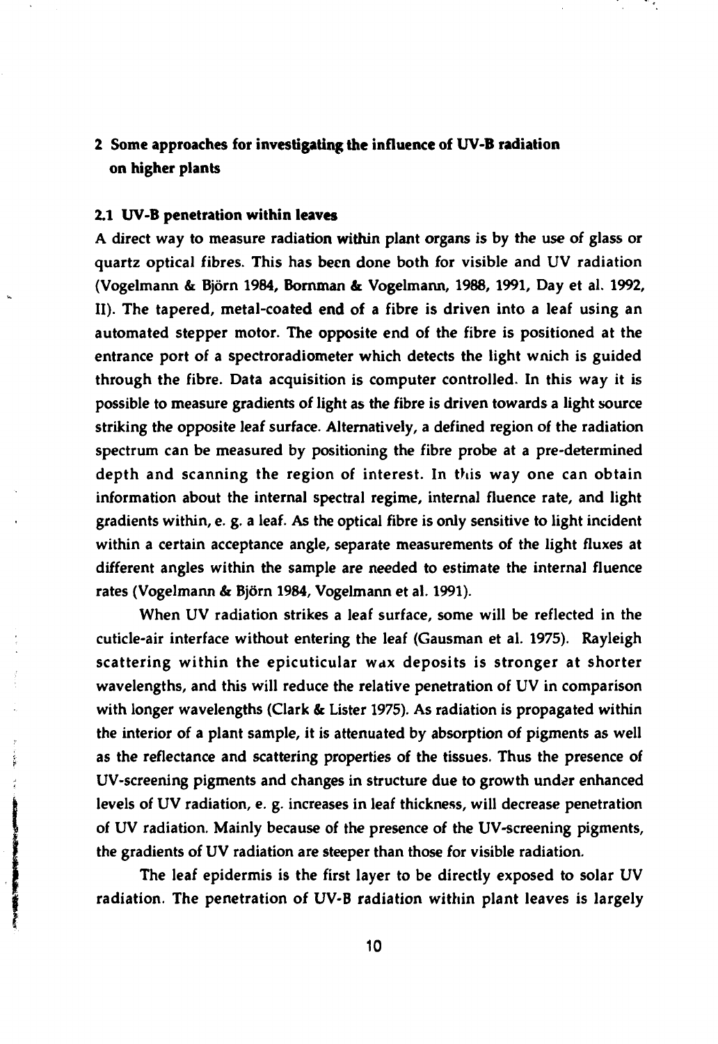## 2 Some approaches for investigating the influence of UV-B radiation on higher plants

### 2.1 UV-B penetration within leaves

A direct way to measure radiation within plant organs is by the use of glass or quartz optical fibres. This has been done both for visible and UV radiation (Vogelmann & Björn 1984, Bornman & Vogelmann, 1988, 1991, Day et al. 1992, II). The tapered, metal-coated end of a fibre is driven into a leaf using an automated stepper motor. The opposite end of the fibre is positioned at the entrance port of a spectroradiometer which detects the light which is guided through the fibre. Data acquisition is computer controlled. In this way it is possible to measure gradients of light as the fibre is driven towards a light source striking the opposite leaf surface. Alternatively, a defined region of the radiation spectrum can be measured by positioning the fibre probe at a pre-determined depth and scanning the region of interest. In this way one can obtain information about the internal spectral regime, internal fluence rate, and light gradients within, e. g. a leaf. As the optical fibre is only sensitive to light incident within a certain acceptance angle, separate measurements of the light fluxes at different angles within the sample are needed to estimate the internal fluence rates (Vogelmann & Björn 1984, Vogelmann et al. 1991).

When UV radiation strikes a leaf surface, some will be reflected in the cuticle-air interface without entering the leaf (Gausman et al. 1975). Rayleigh scattering within the epicuticular wax deposits is stronger at shorter wavelengths, and this will reduce the relative penetration of UV in comparison with longer wavelengths (Clark & Lister 1975). As radiation is propagated within the interior of a plant sample, it is attenuated by absorption of pigments as well as the reflectance and scattering properties of the tissues. Thus the presence of UV-screening pigments and changes in structure due to growth under enhanced levels of UV radiation, e. g. increases in leaf thickness, will decrease penetration of UV radiation. Mainly because of the presence of the UV-screening pigments, the gradients of UV radiation are steeper than those for visible radiation.

The leaf epidermis is the first layer to be directly exposed to solar UV radiation. The penetration of UV-B radiation within plant leaves is largely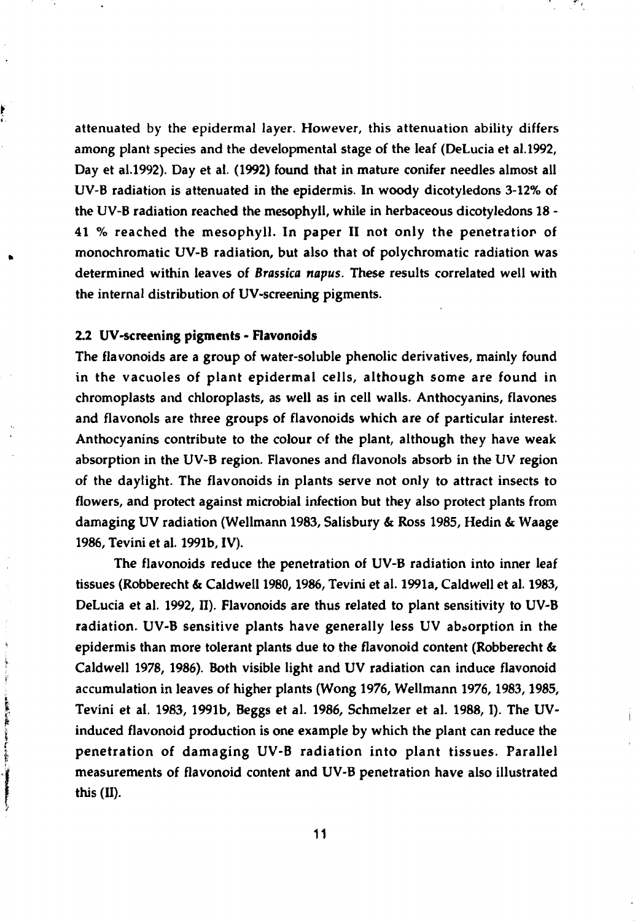attenuated by the epidermal layer. However, this attenuation ability differs among plant species and the developmental stage of the leaf (DeLucia et al.1992, Day et al.1992). Day et al. (1992) found that in mature conifer needles almost all UV-B radiation is attenuated in the epidermis. In woody dicotyledons 3-12% of the UV-B radiation reached the mesophyll, while in herbaceous dicotyledons 18 - 41 % reached the mesophyll. In paper **II** not only the penetration of monochromatic UV-B radiation, but also that of polychromatic radiation was determined within leaves of ***Brassica napus***. These results correlated well with the internal distribution of UV-screening pigments.

### 2.2 UV-screening pigments - Flavonoids

The flavonoids are a group of water-soluble phenolic derivatives, mainly found in the vacuoles of plant epidermal cells, although some are found in chromoplasts and chloroplasts, as well as in cell walls. Anthocyanins, flavones and flavonols are three groups of flavonoids which are of particular interest. Anthocyanins contribute to the colour of the plant, although they have weak absorption in the UV-B region. Flavones and flavonols absorb in the UV region of the daylight. The flavonoids in plants serve not only to attract insects to flowers, and protect against microbial infection but they also protect plants from damaging UV radiation (Wellmann 1983, Salisbury & Ross 1985, Hedin & Waage 1986, Tevini et al. 1991b, IV).

The flavonoids reduce the penetration of UV-B radiation into inner leaf tissues (Robberecht & Caldwell 1980, 1986, Tevini et al. 1991a, Caldwell et al. 1983, DeLucia et al. 1992, II). Flavonoids are thus related to plant sensitivity to UV-B radiation. UV-B sensitive plants have generally less UV absorption in the epidermis than more tolerant plants due to the flavonoid content (Robberecht & Caldwell 1978, 1986). Both visible light and UV radiation can induce flavonoid accumulation in leaves of higher plants (Wong 1976, Wellmann 1976, 1983, 1985, Tevini et al. 1983, 1991b, Beggs et al. 1986, Schmelzer et al. 1988, I). The UV-induced flavonoid production is one example by which the plant can reduce the penetration of damaging UV-B radiation into plant tissues. Parallel measurements of flavonoid content and UV-B penetration have also illustrated this (II).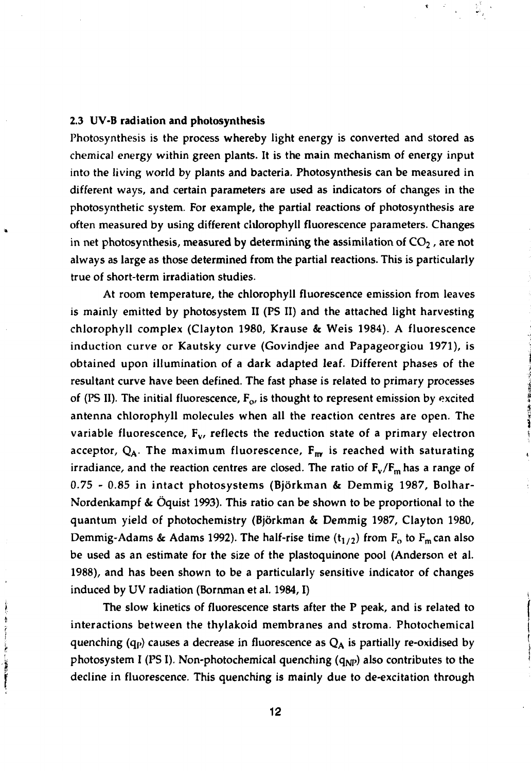### 2.3 UV-B radiation and photosynthesis

Photosynthesis is the process whereby light energy is converted and stored as chemical energy within green plants. It is the main mechanism of energy input into the living world by plants and bacteria. Photosynthesis can be measured in different ways, and certain parameters are used as indicators of changes in the photosynthetic system. For example, the partial reactions of photosynthesis are often measured by using different chlorophyll fluorescence parameters. Changes in net photosynthesis, measured by determining the assimilation of $CO_2$, are not always as large as those determined from the partial reactions. This is particularly true of short-term irradiation studies.

At room temperature, the chlorophyll fluorescence emission from leaves is mainly emitted by photosystem II (PS II) and the attached light harvesting chlorophyll complex (Clayton 1980, Krause & Weis 1984). A fluorescence induction curve or Kautsky curve (Govindjee and Papageorgiou 1971), is obtained upon illumination of a dark adapted leaf. Different phases of the resultant curve have been defined. The fast phase is related to primary processes of (PS II). The initial fluorescence, $F_o$, is thought to represent emission by excited antenna chlorophyll molecules when all the reaction centres are open. The variable fluorescence, $F_v$, reflects the reduction state of a primary electron acceptor, $Q_A$. The maximum fluorescence, $F_m$, is reached with saturating irradiance, and the reaction centres are closed. The ratio of $F_v/F_m$ has a range of 0.75 - 0.85 in intact photosystems (Björkman & Demmig 1987, Bolhar-Nordenkampf & Öquist 1993). This ratio can be shown to be proportional to the quantum yield of photochemistry (Björkman & Demmig 1987, Clayton 1980, Demmig-Adams & Adams 1992). The half-rise time ($t_{1/2}$) from $F_o$ to $F_m$ can also be used as an estimate for the size of the plastoquinone pool (Anderson et al. 1988), and has been shown to be a particularly sensitive indicator of changes induced by UV radiation (Bornman et al. 1984, I)

The slow kinetics of fluorescence starts after the P peak, and is related to interactions between the thylakoid membranes and stroma. Photochemical quenching ($q_P$) causes a decrease in fluorescence as $Q_A$ is partially re-oxidised by photosystem I (PS I). Non-photochemical quenching ($q_{NP}$) also contributes to the decline in fluorescence. This quenching is mainly due to de-excitation through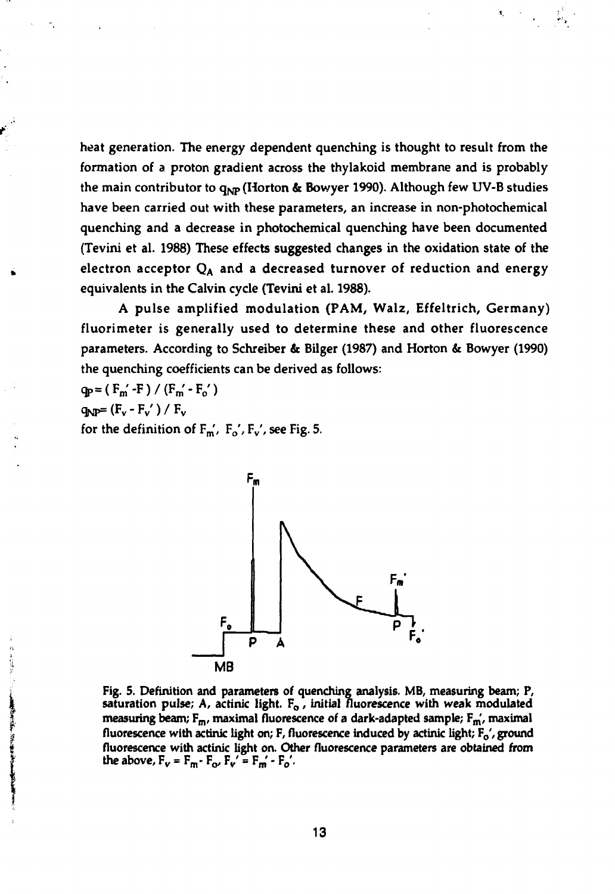heat generation. The energy dependent quenching is thought to result from the formation of a proton gradient across the thylakoid membrane and is probably the main contributor to $q_{NP}$ (Horton & Bowyer 1990). Although few UV-B studies have been carried out with these parameters, an increase in non-photochemical quenching and a decrease in photochemical quenching have been documented (Tevini et al. 1988) These effects suggested changes in the oxidation state of the electron acceptor $Q_A$ and a decreased turnover of reduction and energy equivalents in the Calvin cycle (Tevini et al. 1988).

A pulse amplified modulation (PAM, Walz, Effeltrich, Germany) fluorimeter is generally used to determine these and other fluorescence parameters. According to Schreiber & Bilger (1987) and Horton & Bowyer (1990) the quenching coefficients can be derived as follows:

$q_P = ( F_m' - F ) / (F_m' - F_o' )$

$q_{NP} = (F_v - F_v' ) / F_v$

for the definition of $F_m'$, $F_o'$, $F_v'$, see Fig. 5.

Fig. 5. Definition and parameters of quenching analysis. MB, measuring beam; P, saturation pulse; A, actinic light. $F_o$, initial fluorescence with weak modulated measuring beam; $F_m$, maximal fluorescence of a dark-adapted sample; $F_m'$, maximal fluorescence with actinic light on; F, fluorescence induced by actinic light; $F_o'$, ground fluorescence with actinic light on. Other fluorescence parameters are obtained from the above, $F_v = F_m - F_o$, $F_v' = F_m' - F_o'$.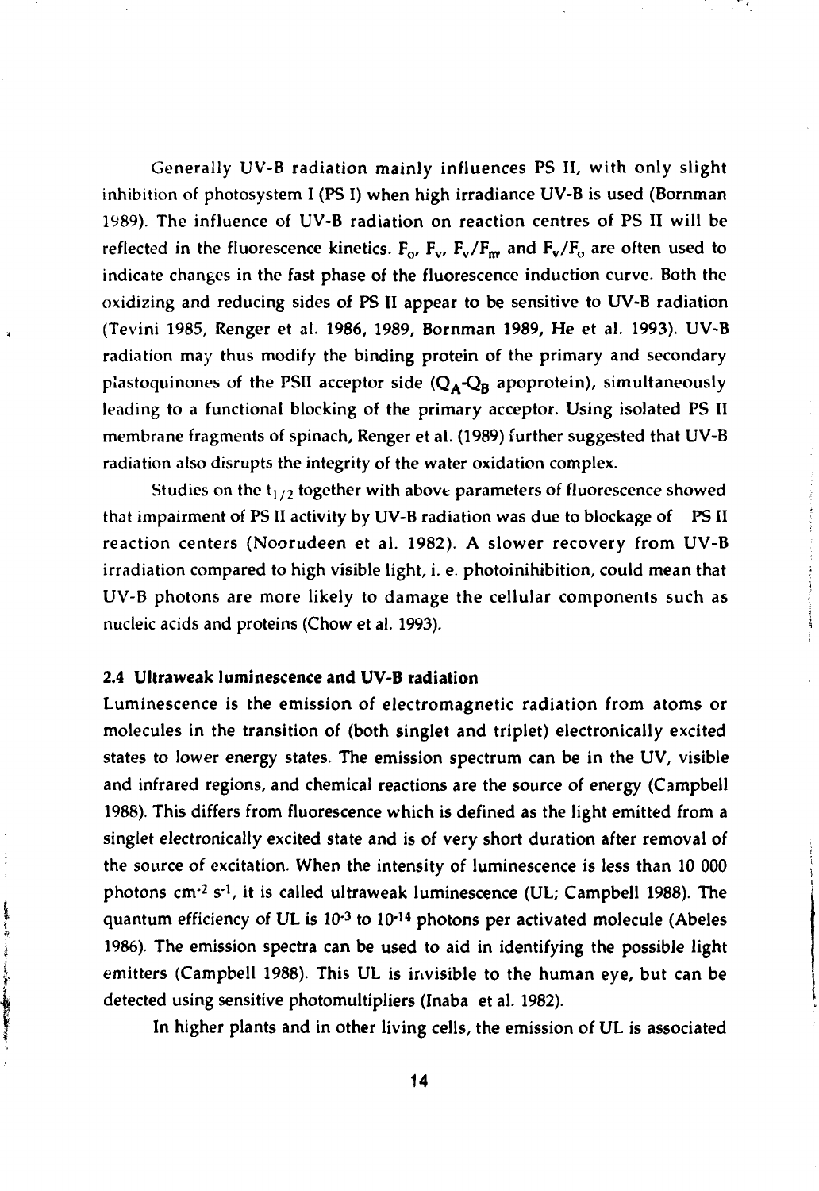Generally UV-B radiation mainly influences PS II, with only slight inhibition of photosystem I (PS I) when high irradiance UV-B is used (Bornman 1989). The influence of UV-B radiation on reaction centres of PS II will be reflected in the fluorescence kinetics. $F_o$, $F_v$, $F_v/F_m$ and $F_v/F_o$ are often used to indicate changes in the fast phase of the fluorescence induction curve. Both the oxidizing and reducing sides of PS II appear to be sensitive to UV-B radiation (Tevini 1985, Renger et al. 1986, 1989, Bornman 1989, He et al. 1993). UV-B radiation may thus modify the binding protein of the primary and secondary plastoquinones of the PSII acceptor side ($Q_A$-$Q_B$ apoprotein), simultaneously leading to a functional blocking of the primary acceptor. Using isolated PS II membrane fragments of spinach, Renger et al. (1989) further suggested that UV-B radiation also disrupts the integrity of the water oxidation complex.

Studies on the $t_{1/2}$ together with above parameters of fluorescence showed that impairment of PS II activity by UV-B radiation was due to blockage of PS II reaction centers (Noorudeen et al. 1982). A slower recovery from UV-B irradiation compared to high visible light, i. e. photoinihibition, could mean that UV-B photons are more likely to damage the cellular components such as nucleic acids and proteins (Chow et al. 1993).

### 2.4 Ultraweak luminescence and UV-B radiation

Luminescence is the emission of electromagnetic radiation from atoms or molecules in the transition of (both singlet and triplet) electronically excited states to lower energy states. The emission spectrum can be in the UV, visible and infrared regions, and chemical reactions are the source of energy (Campbell 1988). This differs from fluorescence which is defined as the light emitted from a singlet electronically excited state and is of very short duration after removal of the source of excitation. When the intensity of luminescence is less than 10 000 photons $cm^{-2}$ $s^{-1}$, it is called ultraweak luminescence (UL; Campbell 1988). The quantum efficiency of UL is $10^{-3}$ to $10^{-14}$ photons per activated molecule (Abeles 1986). The emission spectra can be used to aid in identifying the possible light emitters (Campbell 1988). This UL is invisible to the human eye, but can be detected using sensitive photomultipliers (Inaba et al. 1982).

In higher plants and in other living cells, the emission of UL is associated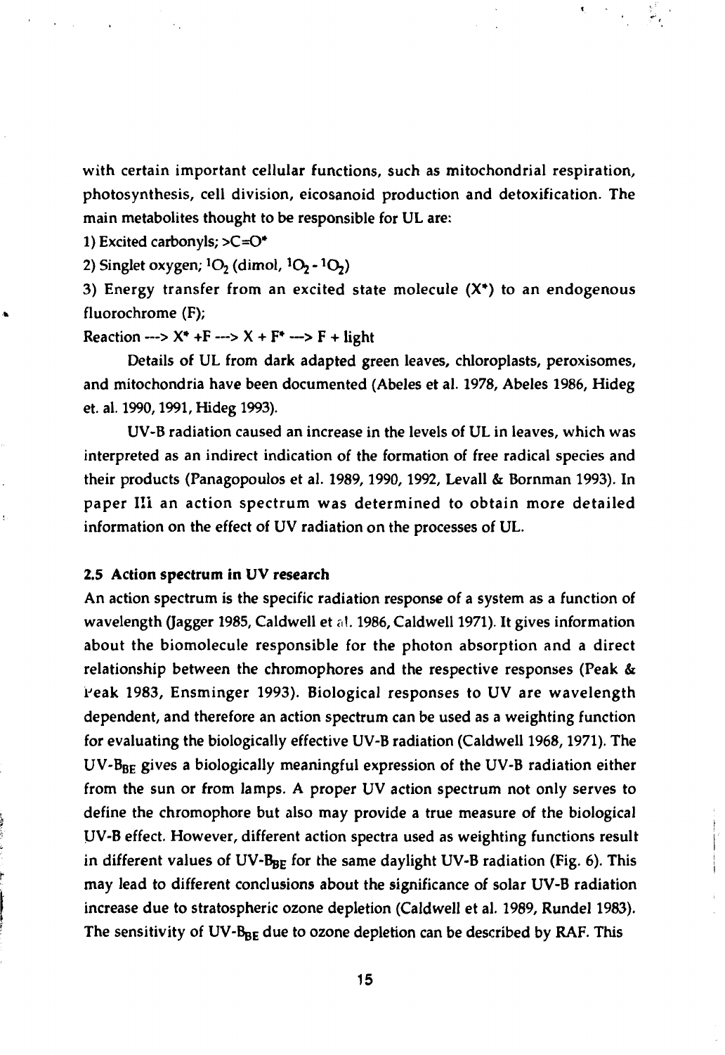with certain important cellular functions, such as mitochondrial respiration, photosynthesis, cell division, eicosanoid production and detoxification. The main metabolites thought to be responsible for UL are:

1) Excited carbonyls; $>C=O^*$

2) Singlet oxygen; $^1O_2$ (dimol, $^1O_2 - ^1O_2$)

3) Energy transfer from an excited state molecule ($X^*$) to an endogenous fluorochrome (F);

Reaction ---> $X^* + F$ ---> $X + F^*$ ---> F + light

Details of UL from dark adapted green leaves, chloroplasts, peroxisomes, and mitochondria have been documented (Abeles et al. 1978, Abeles 1986, Hideg et. al. 1990, 1991, Hideg 1993).

UV-B radiation caused an increase in the levels of UL in leaves, which was interpreted as an indirect indication of the formation of free radical species and their products (Panagopoulos et al. 1989, 1990, 1992, Levall & Bornman 1993). In paper III an action spectrum was determined to obtain more detailed information on the effect of UV radiation on the processes of UL.

### 2.5 Action spectrum in UV research

An action spectrum is the specific radiation response of a system as a function of wavelength (Jagger 1985, Caldwell et al. 1986, Caldwell 1971). It gives information about the biomolecule responsible for the photon absorption and a direct relationship between the chromophores and the respective responses (Peak & Peak 1983, Ensminger 1993). Biological responses to UV are wavelength dependent, and therefore an action spectrum can be used as a weighting function for evaluating the biologically effective UV-B radiation (Caldwell 1968, 1971). The UV-$B_{BE}$ gives a biologically meaningful expression of the UV-B radiation either from the sun or from lamps. A proper UV action spectrum not only serves to define the chromophore but also may provide a true measure of the biological UV-B effect. However, different action spectra used as weighting functions result in different values of UV-$B_{BE}$ for the same daylight UV-B radiation (Fig. 6). This may lead to different conclusions about the significance of solar UV-B radiation increase due to stratospheric ozone depletion (Caldwell et al. 1989, Rundel 1983). The sensitivity of UV-$B_{BE}$ due to ozone depletion can be described by RAF. This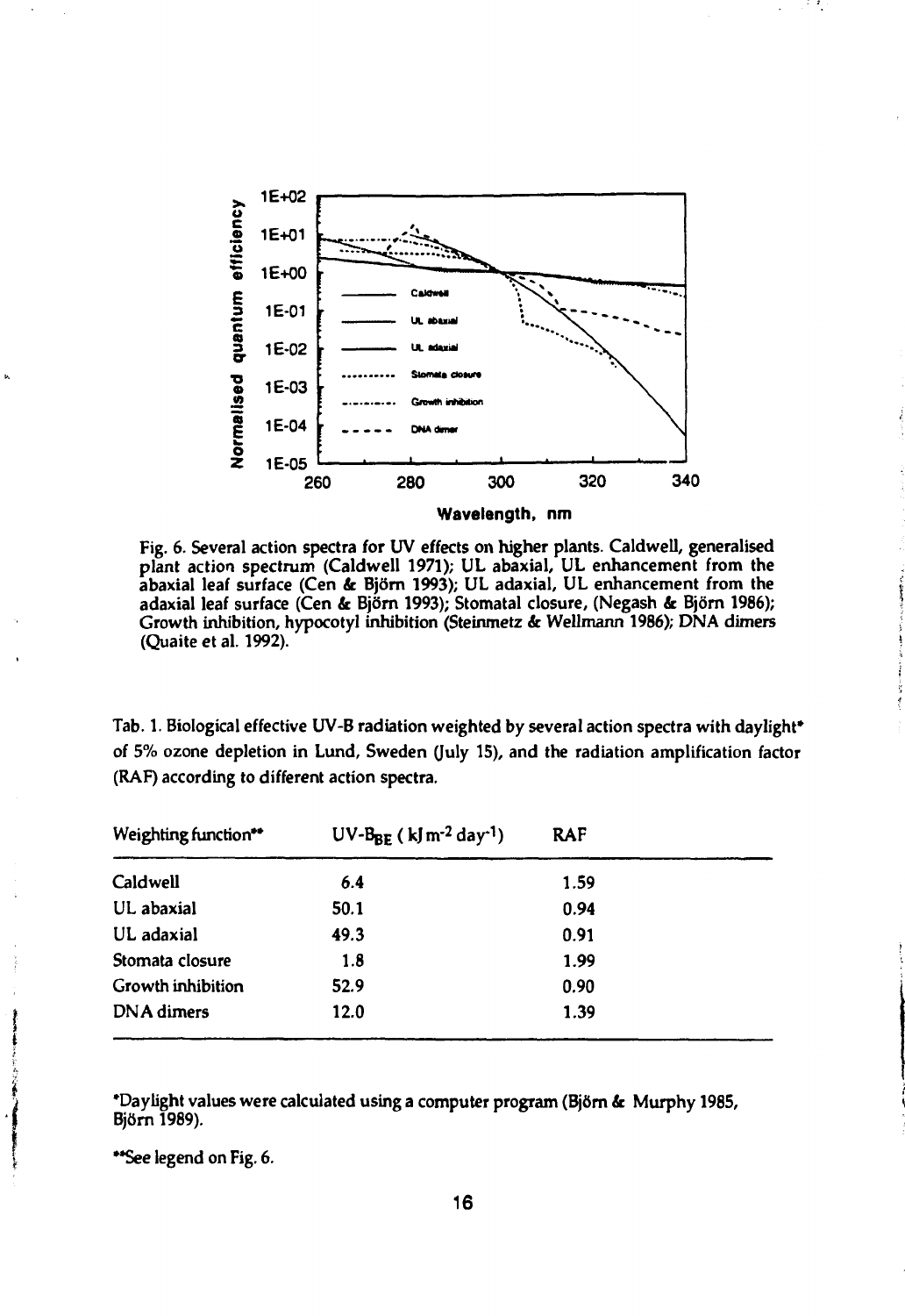Fig. 6. Several action spectra for UV effects on higher plants. Caldwell, generalised plant action spectrum (Caldwell 1971); UL abaxial, UL enhancement from the abaxial leaf surface (Cen & Björn 1993); UL adaxial, UL enhancement from the adaxial leaf surface (Cen & Björn 1993); Stomatal closure, (Negash & Björn 1986); Growth inhibition, hypocotyl inhibition (Steinmetz & Wellmann 1986); DNA dimers (Quaite et al. 1992).

Tab. 1. Biological effective UV-B radiation weighted by several action spectra with daylight* of 5% ozone depletion in Lund, Sweden (July 15), and the radiation amplification factor (RAF) according to different action spectra.

| Weighting function** | UV-$B_{BE}$ ( kJ $m^{-2}$ $day^{-1}$) | RAF |
|---|---|---|
| Caldwell | 6.4 | 1.59 |
| UL abaxial | 50.1 | 0.94 |
| UL adaxial | 49.3 | 0.91 |
| Stomata closure | 1.8 | 1.99 |
| Growth inhibition | 52.9 | 0.90 |
| DNA dimers | 12.0 | 1.39 |

*Daylight values were calculated using a computer program (Björn & Murphy 1985, Björn 1989).

**See legend on Fig. 6.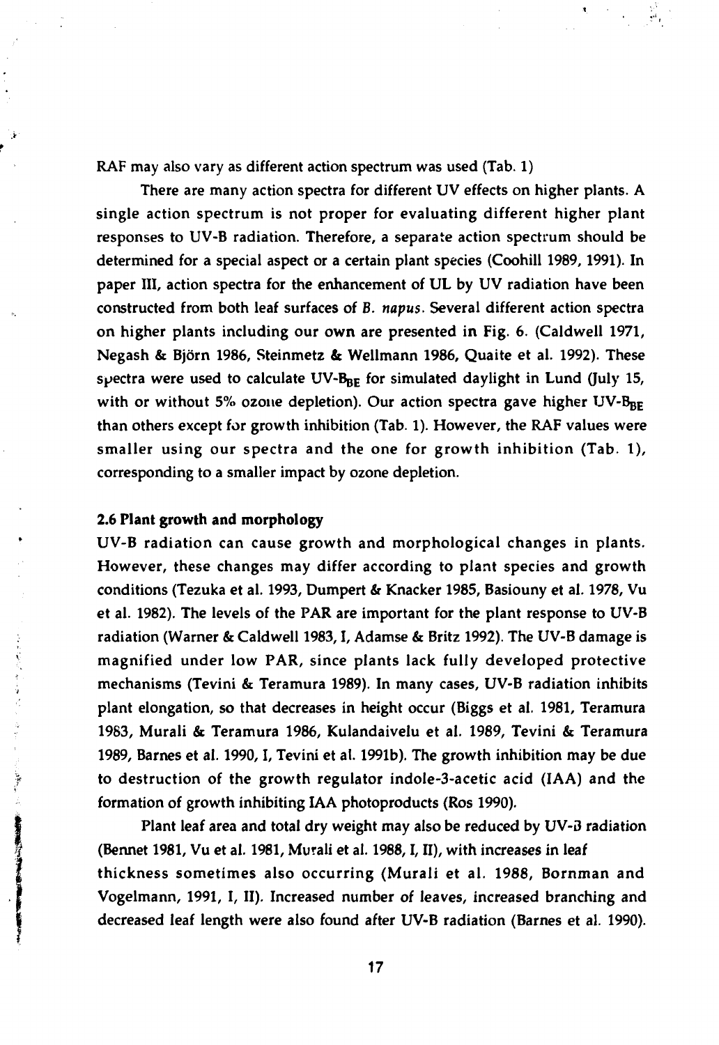RAF may also vary as different action spectrum was used (Tab. 1)

There are many action spectra for different UV effects on higher plants. A single action spectrum is not proper for evaluating different higher plant responses to UV-B radiation. Therefore, a separate action spectrum should be determined for a special aspect or a certain plant species (Coohill 1989, 1991). In paper III, action spectra for the enhancement of UL by UV radiation have been constructed from both leaf surfaces of *B. napus*. Several different action spectra on higher plants including our own are presented in Fig. 6. (Caldwell 1971, Negash & Björn 1986, Steinmetz & Wellmann 1986, Quaite et al. 1992). These spectra were used to calculate UV-$B_{BE}$ for simulated daylight in Lund (July 15, with or without 5% ozone depletion). Our action spectra gave higher UV-$B_{BE}$ than others except for growth inhibition (Tab. 1). However, the RAF values were smaller using our spectra and the one for growth inhibition (Tab. 1), corresponding to a smaller impact by ozone depletion.

### 2.6 Plant growth and morphology

UV-B radiation can cause growth and morphological changes in plants. However, these changes may differ according to plant species and growth conditions (Tezuka et al. 1993, Dumpert & Knacker 1985, Basiouny et al. 1978, Vu et al. 1982). The levels of the PAR are important for the plant response to UV-B radiation (Warner & Caldwell 1983, I, Adamse & Britz 1992). The UV-B damage is magnified under low PAR, since plants lack fully developed protective mechanisms (Tevini & Teramura 1989). In many cases, UV-B radiation inhibits plant elongation, so that decreases in height occur (Biggs et al. 1981, Teramura 1983, Murali & Teramura 1986, Kulandaivelu et al. 1989, Tevini & Teramura 1989, Barnes et al. 1990, I, Tevini et al. 1991b). The growth inhibition may be due to destruction of the growth regulator indole-3-acetic acid (IAA) and the formation of growth inhibiting IAA photoproducts (Ros 1990).

Plant leaf area and total dry weight may also be reduced by UV-B radiation (Bennet 1981, Vu et al. 1981, Murali et al. 1988, I, II), with increases in leaf thickness sometimes also occurring (Murali et al. 1988, Bornman and Vogelmann, 1991, I, II). Increased number of leaves, increased branching and decreased leaf length were also found after UV-B radiation (Barnes et al. 1990).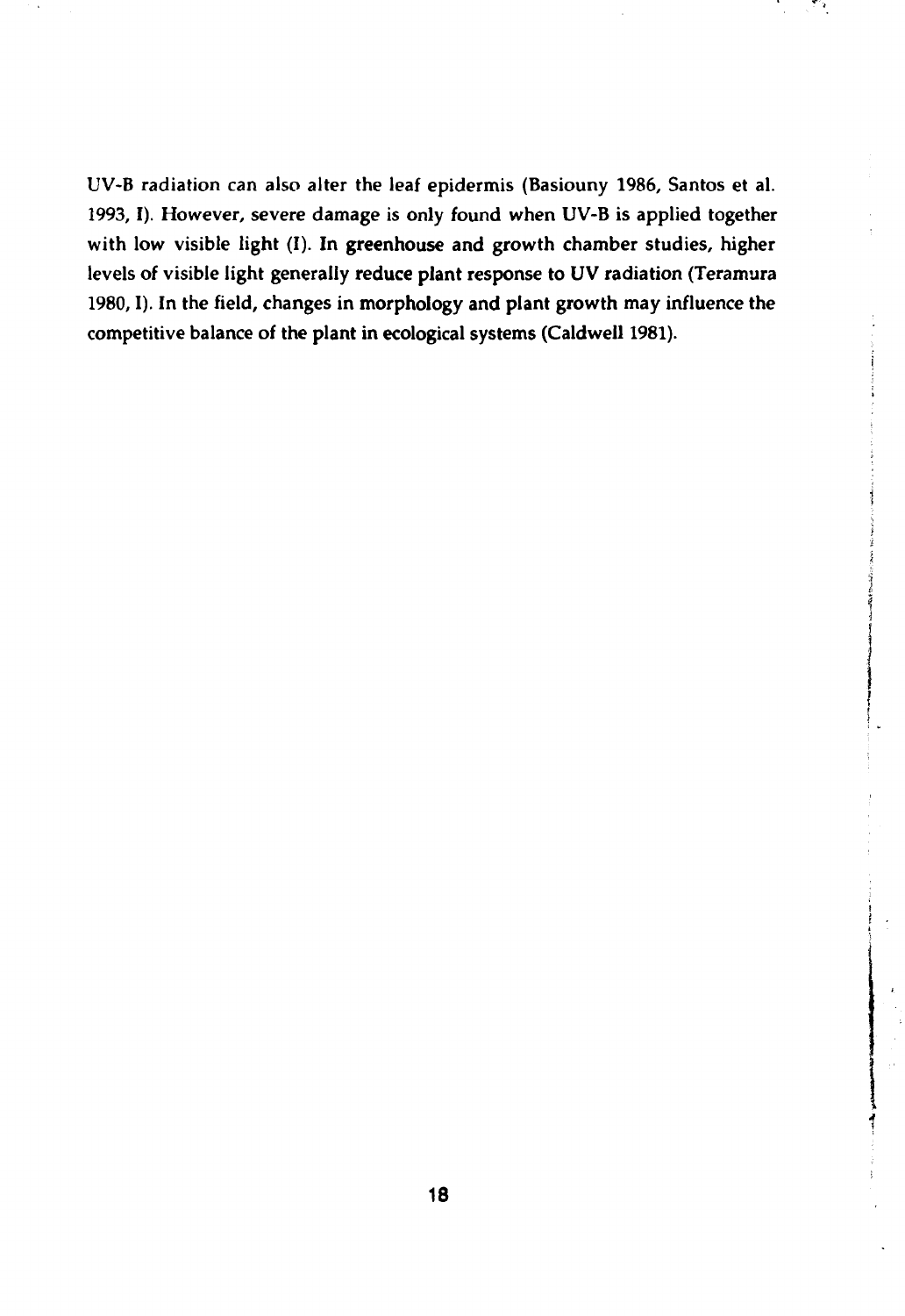UV-B radiation can also alter the leaf epidermis (Basiouny 1986, Santos et al. 1993, I). However, severe damage is only found when UV-B is applied together with low visible light (I). In greenhouse and growth chamber studies, higher levels of visible light generally reduce plant response to UV radiation (Teramura 1980, I). In the field, changes in morphology and plant growth may influence the competitive balance of the plant in ecological systems (Caldwell 1981).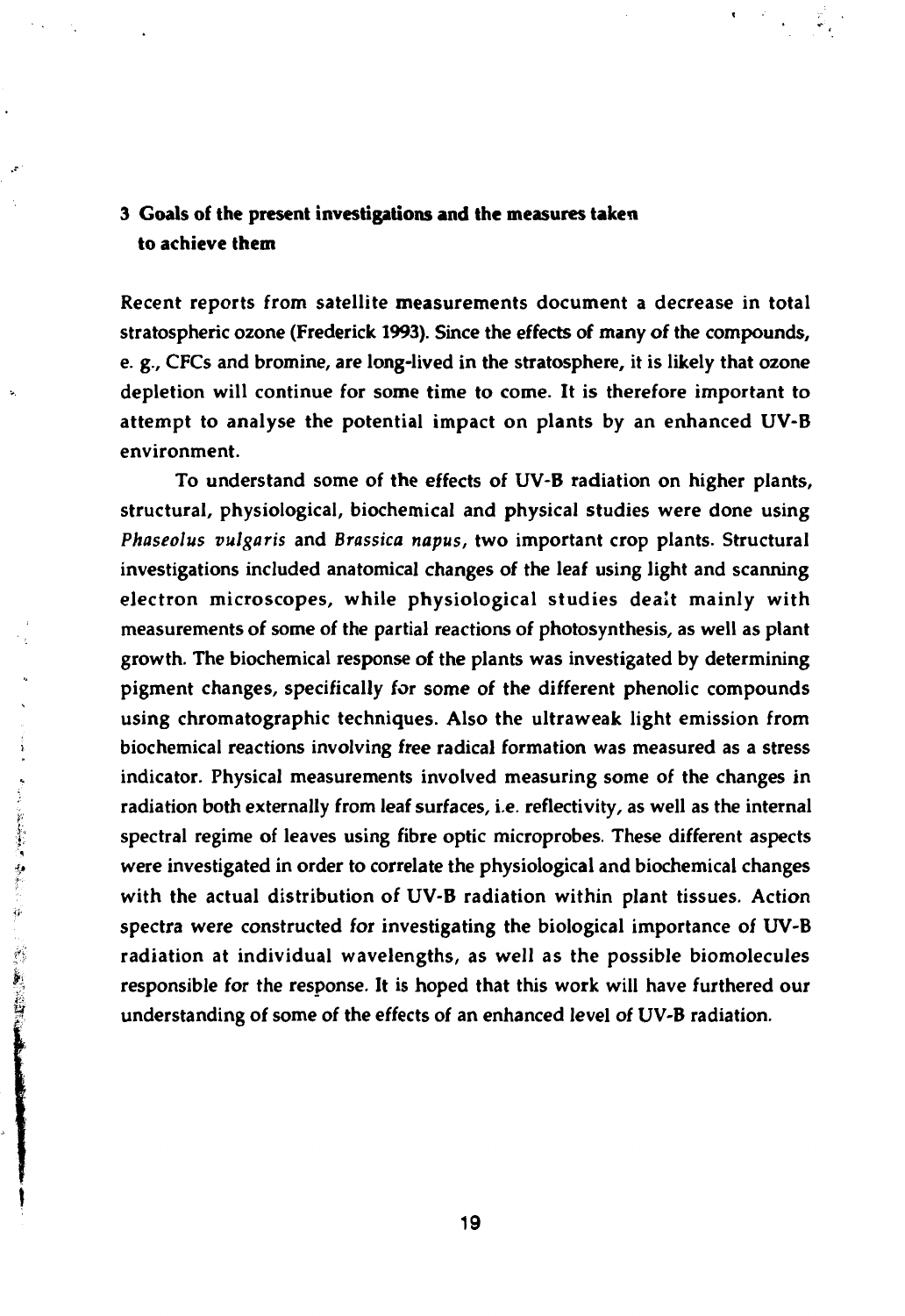## 3 Goals of the present investigations and the measures taken to achieve them

Recent reports from satellite measurements document a decrease in total stratospheric ozone (Frederick 1993). Since the effects of many of the compounds, e. g., CFCs and bromine, are long-lived in the stratosphere, it is likely that ozone depletion will continue for some time to come. It is therefore important to attempt to analyse the potential impact on plants by an enhanced UV-B environment.

To understand some of the effects of UV-B radiation on higher plants, structural, physiological, biochemical and physical studies were done using *Phaseolus vulgaris* and *Brassica napus*, two important crop plants. Structural investigations included anatomical changes of the leaf using light and scanning electron microscopes, while physiological studies dealt mainly with measurements of some of the partial reactions of photosynthesis, as well as plant growth. The biochemical response of the plants was investigated by determining pigment changes, specifically for some of the different phenolic compounds using chromatographic techniques. Also the ultraweak light emission from biochemical reactions involving free radical formation was measured as a stress indicator. Physical measurements involved measuring some of the changes in radiation both externally from leaf surfaces, i.e. reflectivity, as well as the internal spectral regime of leaves using fibre optic microprobes. These different aspects were investigated in order to correlate the physiological and biochemical changes with the actual distribution of UV-B radiation within plant tissues. Action spectra were constructed for investigating the biological importance of UV-B radiation at individual wavelengths, as well as the possible biomolecules responsible for the response. It is hoped that this work will have furthered our understanding of some of the effects of an enhanced level of UV-B radiation.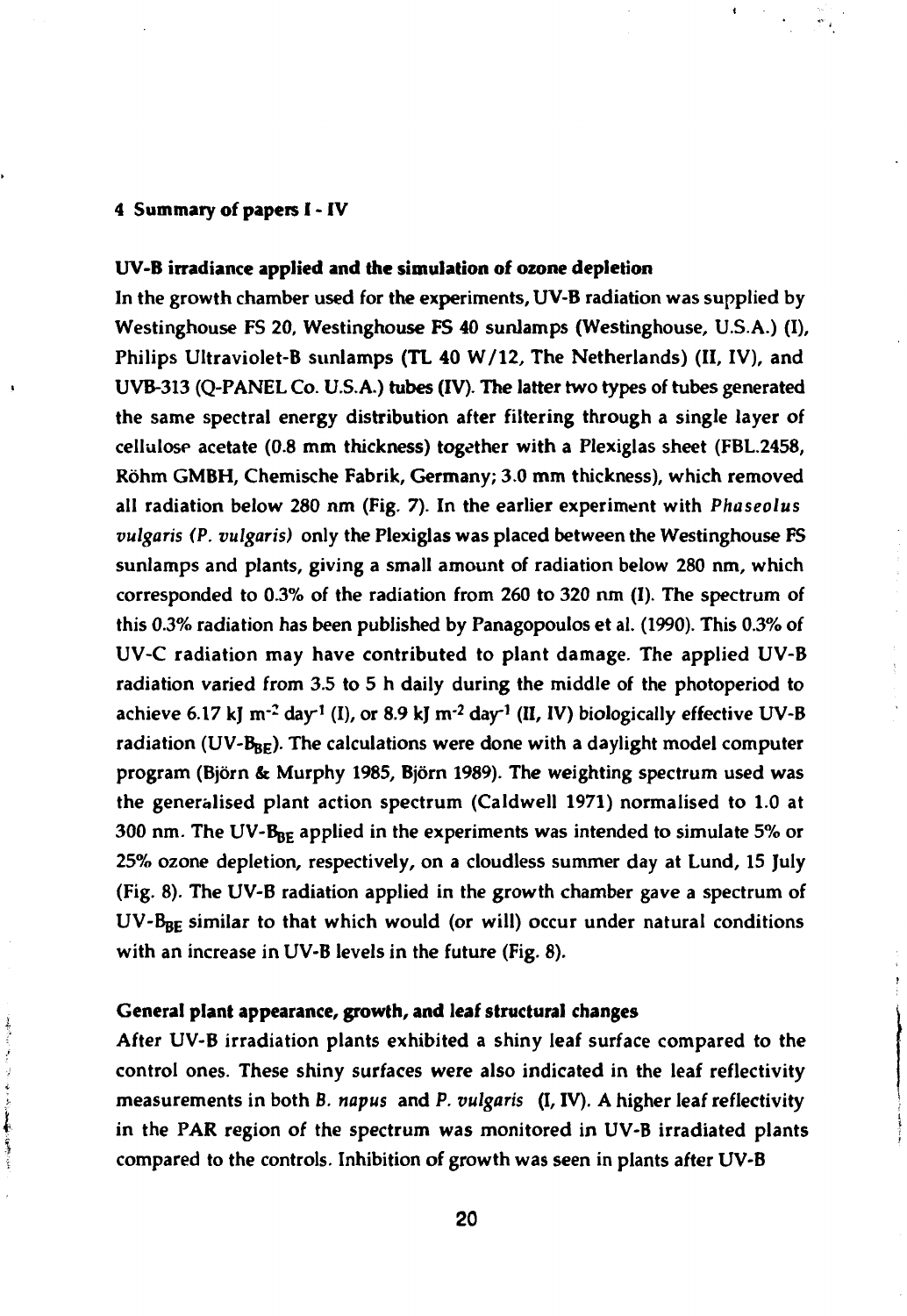## 4 Summary of papers I - IV

### UV-B irradiance applied and the simulation of ozone depletion

In the growth chamber used for the experiments, UV-B radiation was supplied by Westinghouse FS 20, Westinghouse FS 40 sunlamps (Westinghouse, U.S.A.) (I), Philips Ultraviolet-B sunlamps (TL 40 W/12, The Netherlands) (II, IV), and UVB-313 (Q-PANEL Co. U.S.A.) tubes (IV). The latter two types of tubes generated the same spectral energy distribution after filtering through a single layer of cellulose acetate (0.8 mm thickness) together with a Plexiglas sheet (FBL.2458, Röhm GMBH, Chemische Fabrik, Germany; 3.0 mm thickness), which removed all radiation below 280 nm (Fig. 7). In the earlier experiment with *Phaseolus vulgaris* (*P. vulgaris*) only the Plexiglas was placed between the Westinghouse FS sunlamps and plants, giving a small amount of radiation below 280 nm, which corresponded to 0.3% of the radiation from 260 to 320 nm (I). The spectrum of this 0.3% radiation has been published by Panagopoulos et al. (1990). This 0.3% of UV-C radiation may have contributed to plant damage. The applied UV-B radiation varied from 3.5 to 5 h daily during the middle of the photoperiod to achieve 6.17 kJ $m^{-2}$ $day^{-1}$ (I), or 8.9 kJ $m^{-2}$ $day^{-1}$ (II, IV) biologically effective UV-B radiation (UV-$B_{BE}$). The calculations were done with a daylight model computer program (Björn & Murphy 1985, Björn 1989). The weighting spectrum used was the generalised plant action spectrum (Caldwell 1971) normalised to 1.0 at 300 nm. The UV-$B_{BE}$ applied in the experiments was intended to simulate 5% or 25% ozone depletion, respectively, on a cloudless summer day at Lund, 15 July (Fig. 8). The UV-B radiation applied in the growth chamber gave a spectrum of UV-$B_{BE}$ similar to that which would (or will) occur under natural conditions with an increase in UV-B levels in the future (Fig. 8).

### General plant appearance, growth, and leaf structural changes

After UV-B irradiation plants exhibited a shiny leaf surface compared to the control ones. These shiny surfaces were also indicated in the leaf reflectivity measurements in both *B. napus* and *P. vulgaris* (I, IV). A higher leaf reflectivity in the PAR region of the spectrum was monitored in UV-B irradiated plants compared to the controls. Inhibition of growth was seen in plants after UV-B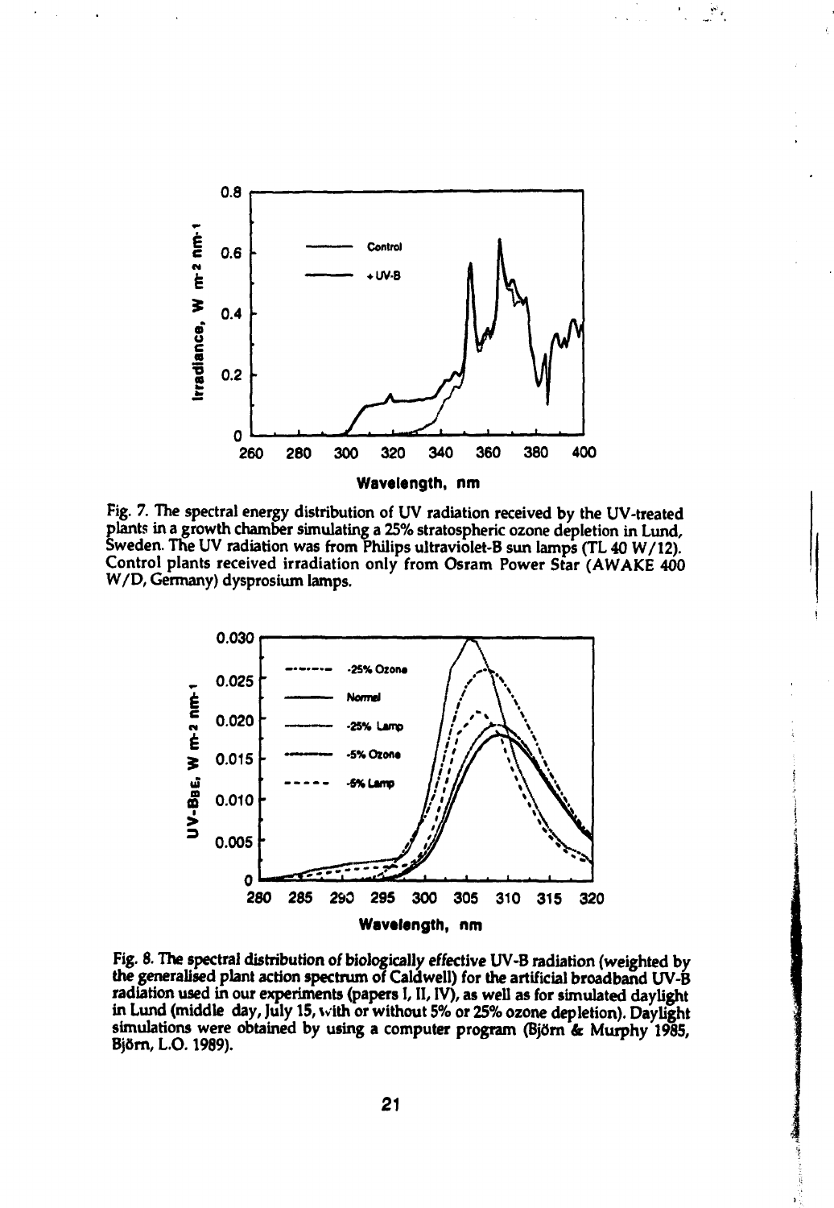Fig. 7. The spectral energy distribution of UV radiation received by the UV-treated plants in a growth chamber simulating a 25% stratospheric ozone depletion in Lund, Sweden. The UV radiation was from Philips ultraviolet-B sun lamps (TL 40 W/12). Control plants received irradiation only from Osram Power Star (AWAKE 400 W/D, Germany) dysprosium lamps.

Fig. 8. The spectral distribution of biologically effective UV-B radiation (weighted by the generalised plant action spectrum of Caldwell) for the artificial broadband UV-B radiation used in our experiments (papers I, II, IV), as well as for simulated daylight in Lund (middle day, July 15, with or without 5% or 25% ozone depletion). Daylight simulations were obtained by using a computer program (Björn & Murphy 1985, Björn, L.O. 1989).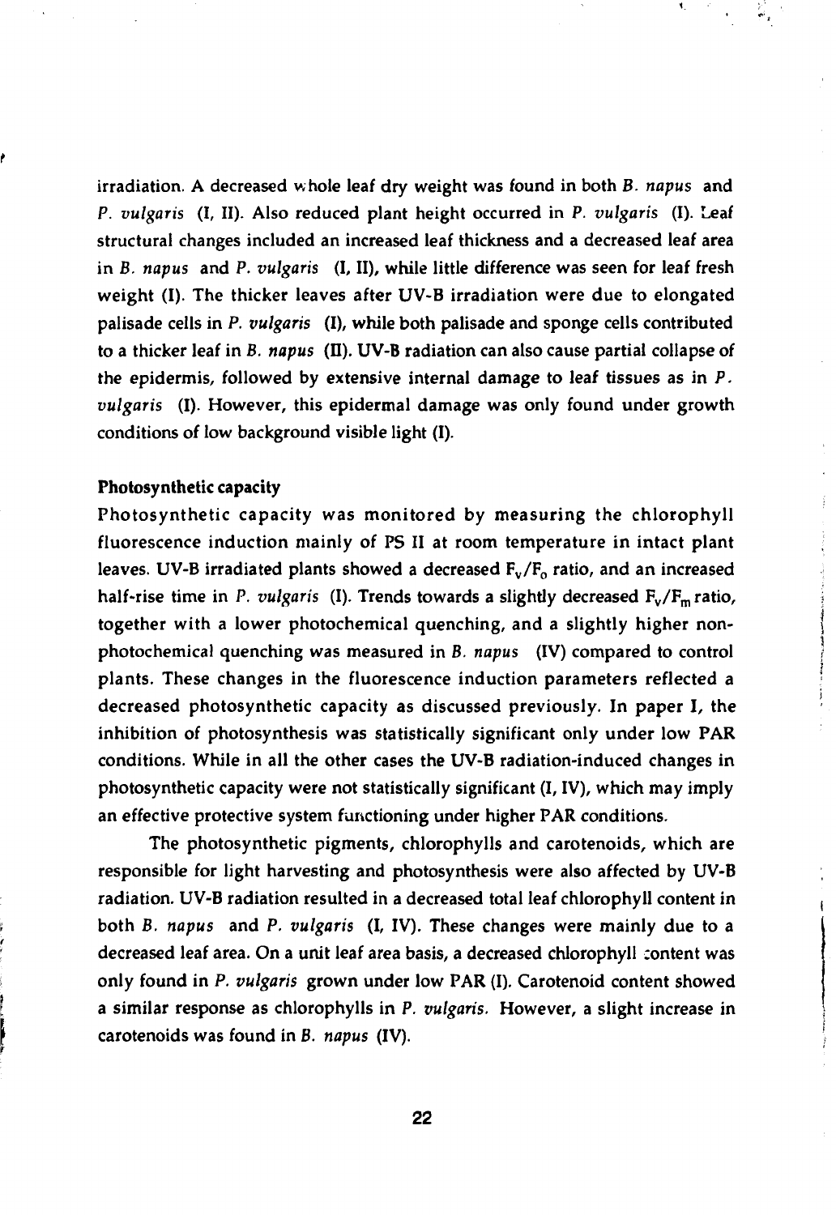irradiation. A decreased whole leaf dry weight was found in both *B. napus* and *P. vulgaris* (I, II). Also reduced plant height occurred in *P. vulgaris* (I). Leaf structural changes included an increased leaf thickness and a decreased leaf area in *B. napus* and *P. vulgaris* (I, II), while little difference was seen for leaf fresh weight (I). The thicker leaves after UV-B irradiation were due to elongated palisade cells in *P. vulgaris* (I), while both palisade and sponge cells contributed to a thicker leaf in *B. napus* (II). UV-B radiation can also cause partial collapse of the epidermis, followed by extensive internal damage to leaf tissues as in *P. vulgaris* (I). However, this epidermal damage was only found under growth conditions of low background visible light (I).

**Photosynthetic capacity**

Photosynthetic capacity was monitored by measuring the chlorophyll fluorescence induction mainly of PS II at room temperature in intact plant leaves. UV-B irradiated plants showed a decreased $F_v/F_0$ ratio, and an increased half-rise time in *P. vulgaris* (I). Trends towards a slightly decreased $F_v/F_m$ ratio, together with a lower photochemical quenching, and a slightly higher non-photochemical quenching was measured in *B. napus* (IV) compared to control plants. These changes in the fluorescence induction parameters reflected a decreased photosynthetic capacity as discussed previously. In paper I, the inhibition of photosynthesis was statistically significant only under low PAR conditions. While in all the other cases the UV-B radiation-induced changes in photosynthetic capacity were not statistically significant (I, IV), which may imply an effective protective system functioning under higher PAR conditions.

The photosynthetic pigments, chlorophylls and carotenoids, which are responsible for light harvesting and photosynthesis were also affected by UV-B radiation. UV-B radiation resulted in a decreased total leaf chlorophyll content in both *B. napus* and *P. vulgaris* (I, IV). These changes were mainly due to a decreased leaf area. On a unit leaf area basis, a decreased chlorophyll content was only found in *P. vulgaris* grown under low PAR (I). Carotenoid content showed a similar response as chlorophylls in *P. vulgaris*. However, a slight increase in carotenoids was found in *B. napus* (IV).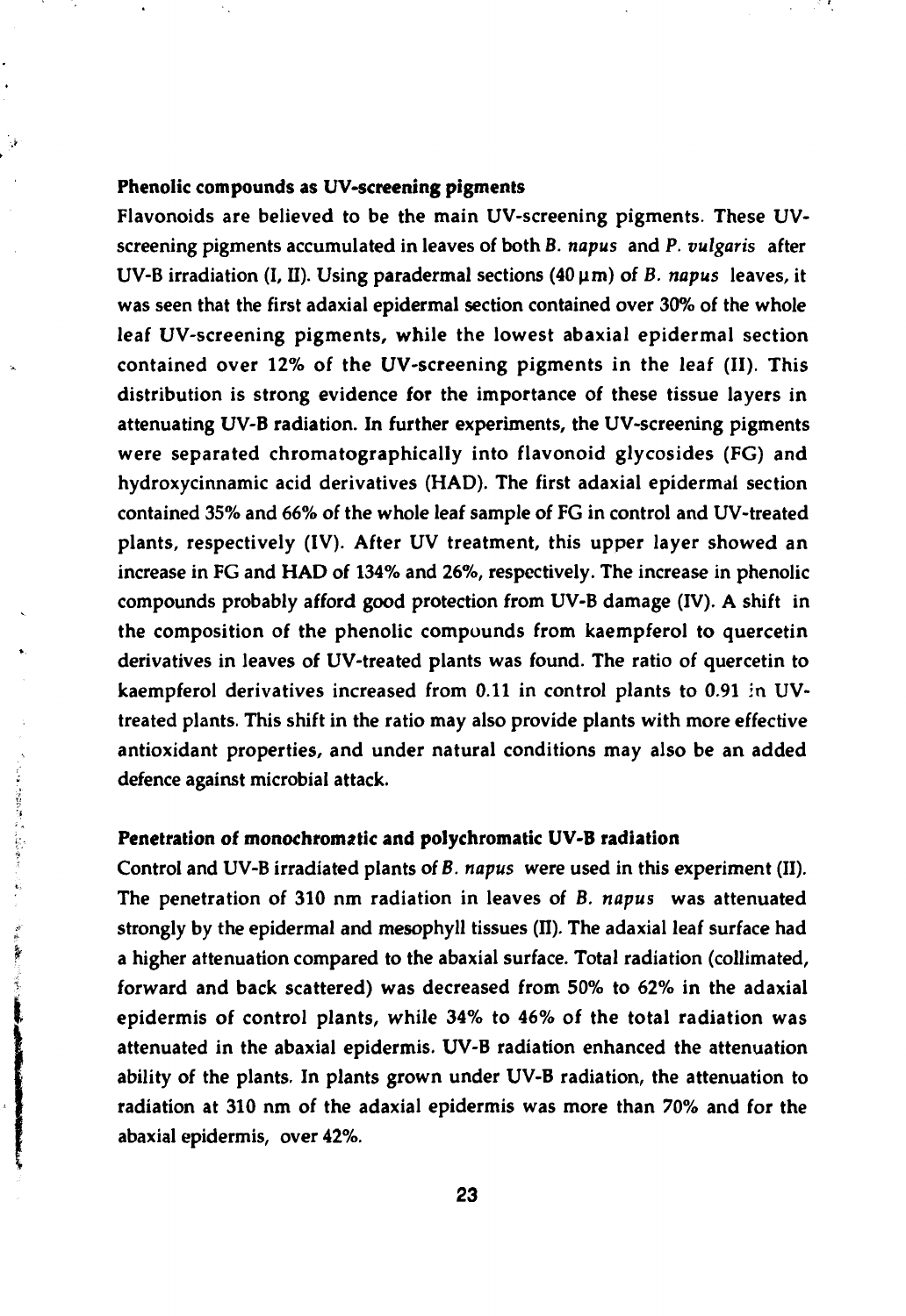### Phenolic compounds as UV-screening pigments

Flavonoids are believed to be the main UV-screening pigments. These UV-screening pigments accumulated in leaves of both *B. napus* and *P. vulgaris* after UV-B irradiation (I, II). Using paradermal sections (40 µm) of *B. napus* leaves, it was seen that the first adaxial epidermal section contained over 30% of the whole leaf UV-screening pigments, while the lowest abaxial epidermal section contained over 12% of the UV-screening pigments in the leaf (II). This distribution is strong evidence for the importance of these tissue layers in attenuating UV-B radiation. In further experiments, the UV-screening pigments were separated chromatographically into flavonoid glycosides (FG) and hydroxycinnamic acid derivatives (HAD). The first adaxial epidermal section contained 35% and 66% of the whole leaf sample of FG in control and UV-treated plants, respectively (IV). After UV treatment, this upper layer showed an increase in FG and HAD of 134% and 26%, respectively. The increase in phenolic compounds probably afford good protection from UV-B damage (IV). A shift in the composition of the phenolic compounds from kaempferol to quercetin derivatives in leaves of UV-treated plants was found. The ratio of quercetin to kaempferol derivatives increased from 0.11 in control plants to 0.91 in UV-treated plants. This shift in the ratio may also provide plants with more effective antioxidant properties, and under natural conditions may also be an added defence against microbial attack.

### Penetration of monochromatic and polychromatic UV-B radiation

Control and UV-B irradiated plants of *B. napus* were used in this experiment (II). The penetration of 310 nm radiation in leaves of *B. napus* was attenuated strongly by the epidermal and mesophyll tissues (II). The adaxial leaf surface had a higher attenuation compared to the abaxial surface. Total radiation (collimated, forward and back scattered) was decreased from 50% to 62% in the adaxial epidermis of control plants, while 34% to 46% of the total radiation was attenuated in the abaxial epidermis. UV-B radiation enhanced the attenuation ability of the plants. In plants grown under UV-B radiation, the attenuation to radiation at 310 nm of the adaxial epidermis was more than 70% and for the abaxial epidermis, over 42%.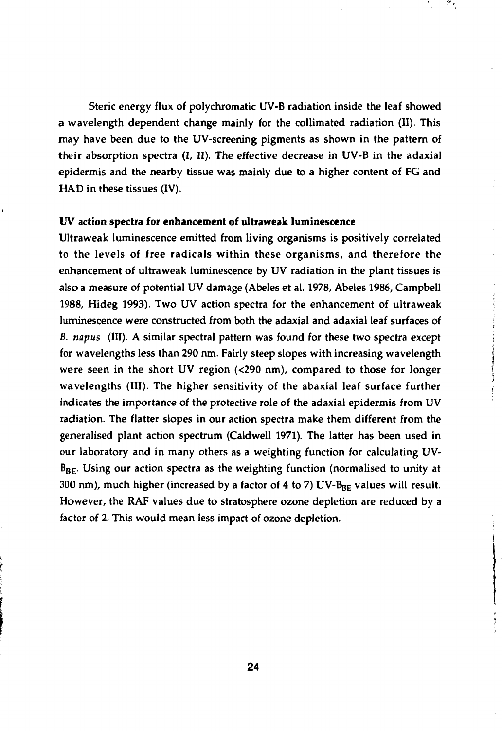Steric energy flux of polychromatic UV-B radiation inside the leaf showed a wavelength dependent change mainly for the collimated radiation (II). This may have been due to the UV-screening pigments as shown in the pattern of their absorption spectra (I, II). The effective decrease in UV-B in the adaxial epidermis and the nearby tissue was mainly due to a higher content of FG and HAD in these tissues (IV).

**UV action spectra for enhancement of ultraweak luminescence**

Ultraweak luminescence emitted from living organisms is positively correlated to the levels of free radicals within these organisms, and therefore the enhancement of ultraweak luminescence by UV radiation in the plant tissues is also a measure of potential UV damage (Abeles et al. 1978, Abeles 1986, Campbell 1988, Hideg 1993). Two UV action spectra for the enhancement of ultraweak luminescence were constructed from both the adaxial and adaxial leaf surfaces of *B. napus* (III). A similar spectral pattern was found for these two spectra except for wavelengths less than 290 nm. Fairly steep slopes with increasing wavelength were seen in the short UV region (<290 nm), compared to those for longer wavelengths (III). The higher sensitivity of the abaxial leaf surface further indicates the importance of the protective role of the adaxial epidermis from UV radiation. The flatter slopes in our action spectra make them different from the generalised plant action spectrum (Caldwell 1971). The latter has been used in our laboratory and in many others as a weighting function for calculating UV-$B_{BE}$. Using our action spectra as the weighting function (normalised to unity at 300 nm), much higher (increased by a factor of 4 to 7) UV-$B_{BE}$ values will result. However, the RAF values due to stratosphere ozone depletion are reduced by a factor of 2. This would mean less impact of ozone depletion.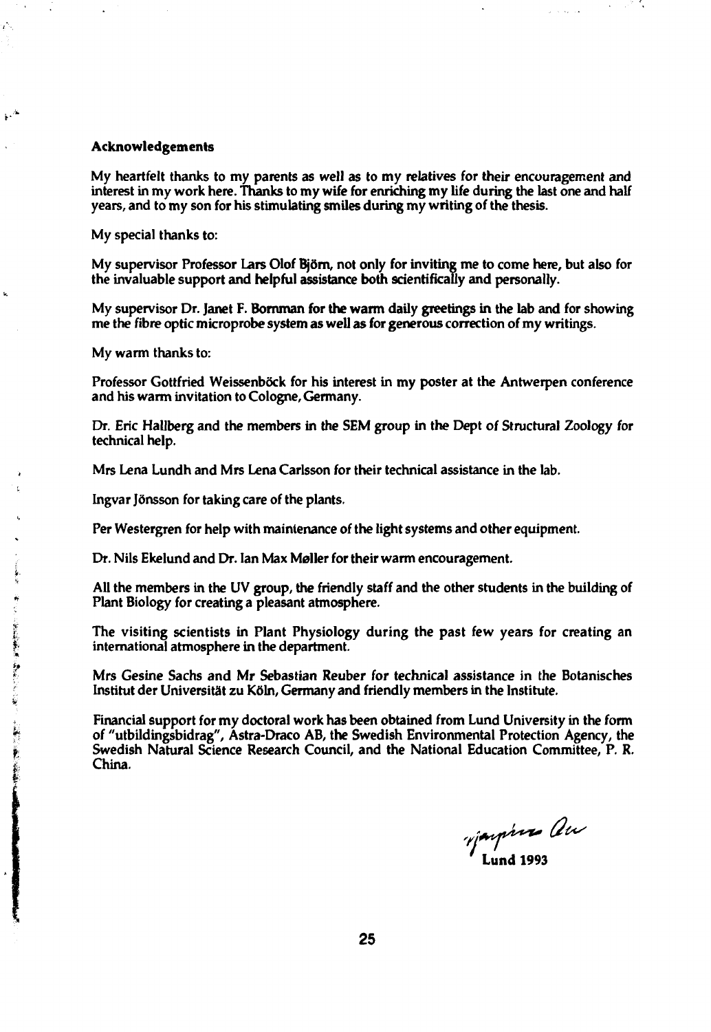**Acknowledgements**

My heartfelt thanks to my parents as well as to my relatives for their encouragement and interest in my work here. Thanks to my wife for enriching my life during the last one and half years, and to my son for his stimulating smiles during my writing of the thesis.

My special thanks to:

My supervisor Professor Lars Olof Björn, not only for inviting me to come here, but also for the invaluable support and helpful assistance both scientifically and personally.

My supervisor Dr. Janet F. Bornman for the warm daily greetings in the lab and for showing me the fibre optic microprobe system as well as for generous correction of my writings.

My warm thanks to:

Professor Gottfried Weissenböck for his interest in my poster at the Antwerpen conference and his warm invitation to Cologne, Germany.

Dr. Eric Hallberg and the members in the SEM group in the Dept of Structural Zoology for technical help.

Mrs Lena Lundh and Mrs Lena Carlsson for their technical assistance in the lab.

Ingvar Jönsson for taking care of the plants.

Per Westergren for help with maintenance of the light systems and other equipment.

Dr. Nils Ekelund and Dr. Ian Max Møller for their warm encouragement.

All the members in the UV group, the friendly staff and the other students in the building of Plant Biology for creating a pleasant atmosphere.

The visiting scientists in Plant Physiology during the past few years for creating an international atmosphere in the department.

Mrs Gesine Sachs and Mr Sebastian Reuber for technical assistance in the Botanisches Institut der Universität zu Köln, Germany and friendly members in the Institute.

Financial support for my doctoral work has been obtained from Lund University in the form of "utbildingsbidrag", Astra-Draco AB, the Swedish Environmental Protection Agency, the Swedish Natural Science Research Council, and the National Education Committee, P. R. China.

Yanping Ou

**Lund 1993**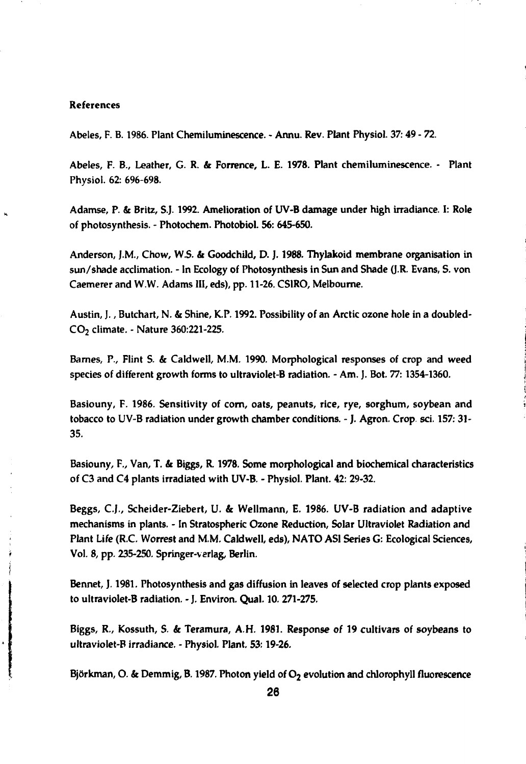**References**

Abeles, F. B. 1986. Plant Chemiluminescence. - Annu. Rev. Plant Physiol. 37: 49 - 72.

Abeles, F. B., Leather, G. R. & Forrence, L. E. 1978. Plant chemiluminescence. - Plant Physiol. 62: 696-698.

Adamse, P. & Britz, S.J. 1992. Amelioration of UV-B damage under high irradiance. I: Role of photosynthesis. - Photochem. Photobiol. 56: 645-650.

Anderson, J.M., Chow, W.S. & Goodchild, D. J. 1988. Thylakoid membrane organisation in sun/shade acclimation. - In Ecology of Photosynthesis in Sun and Shade (J.R. Evans, S. von Caemerer and W.W. Adams III, eds), pp. 11-26. CSIRO, Melbourne.

Austin, J. , Butchart, N. & Shine, K.P. 1992. Possibility of an Arctic ozone hole in a doubled-$CO_2$ climate. - Nature 360:221-225.

Barnes, P., Flint S. & Caldwell, M.M. 1990. Morphological responses of crop and weed species of different growth forms to ultraviolet-B radiation. - Am. J. Bot. 77: 1354-1360.

Basiouny, F. 1986. Sensitivity of corn, oats, peanuts, rice, rye, sorghum, soybean and tobacco to UV-B radiation under growth chamber conditions. - J. Agron. Crop. sci. 157: 31-35.

Basiouny, F., Van, T. & Biggs, R. 1978. Some morphological and biochemical characteristics of C3 and C4 plants irradiated with UV-B. - Physiol. Plant. 42: 29-32.

Beggs, C.J., Scheider-Ziebert, U. & Wellmann, E. 1986. UV-B radiation and adaptive mechanisms in plants. - In Stratospheric Ozone Reduction, Solar Ultraviolet Radiation and Plant Life (R.C. Worrest and M.M. Caldwell, eds), NATO ASI Series G: Ecological Sciences, Vol. 8, pp. 235-250. Springer-verlag, Berlin.

Bennet, J. 1981. Photosynthesis and gas diffusion in leaves of selected crop plants exposed to ultraviolet-B radiation. - J. Environ. Qual. 10. 271-275.

Biggs, R., Kossuth, S. & Teramura, A.H. 1981. Response of 19 cultivars of soybeans to ultraviolet-B irradiance. - Physiol. Plant. 53: 19-26.

Björkman, O. & Demmig, B. 1987. Photon yield of $O_2$ evolution and chlorophyll fluorescence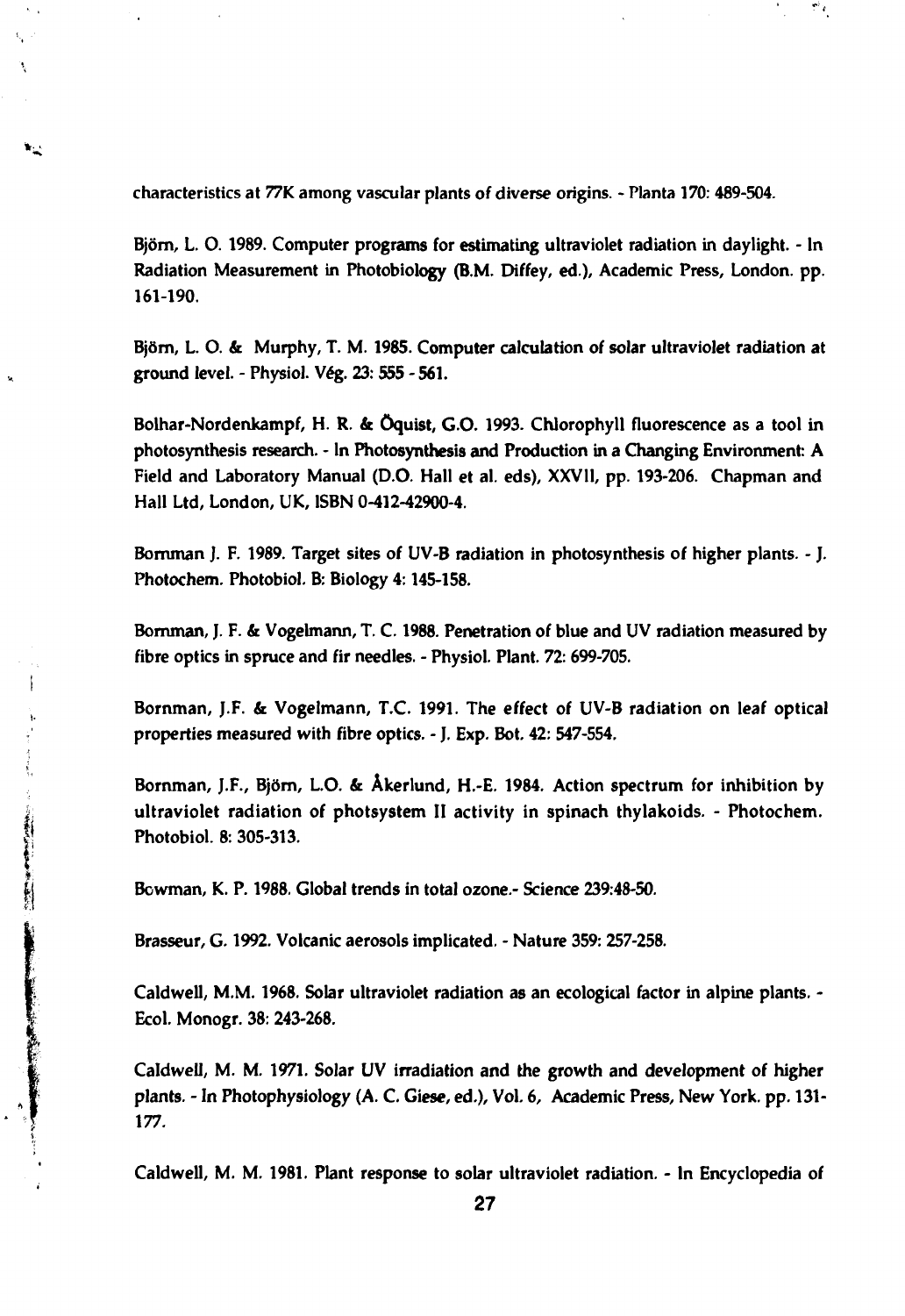characteristics at 77K among vascular plants of diverse origins. - Planta 170: 489-504.

Björn, L. O. 1989. Computer programs for estimating ultraviolet radiation in daylight. - In Radiation Measurement in Photobiology (B.M. Diffey, ed.), Academic Press, London. pp. 161-190.

Björn, L. O. & Murphy, T. M. 1985. Computer calculation of solar ultraviolet radiation at ground level. - Physiol. Vég. 23: 555 - 561.

Bolhar-Nordenkampf, H. R. & Öquist, G.O. 1993. Chlorophyll fluorescence as a tool in photosynthesis research. - In Photosynthesis and Production in a Changing Environment: A Field and Laboratory Manual (D.O. Hall et al. eds), XXVII, pp. 193-206. Chapman and Hall Ltd, London, UK, ISBN 0-412-42900-4.

Bornman J. F. 1989. Target sites of UV-B radiation in photosynthesis of higher plants. - J. Photochem. Photobiol. B: Biology 4: 145-158.

Bornman, J. F. & Vogelmann, T. C. 1988. Penetration of blue and UV radiation measured by fibre optics in spruce and fir needles. - Physiol. Plant. 72: 699-705.

Bornman, J.F. & Vogelmann, T.C. 1991. The effect of UV-B radiation on leaf optical properties measured with fibre optics. - J. Exp. Bot. 42: 547-554.

Bornman, J.F., Björn, L.O. & Åkerlund, H.-E. 1984. Action spectrum for inhibition by ultraviolet radiation of photsystem II activity in spinach thylakoids. - Photochem. Photobiol. 8: 305-313.

Bowman, K. P. 1988. Global trends in total ozone.- Science 239:48-50.

Brasseur, G. 1992. Volcanic aerosols implicated. - Nature 359: 257-258.

Caldwell, M.M. 1968. Solar ultraviolet radiation as an ecological factor in alpine plants. - Ecol. Monogr. 38: 243-268.

Caldwell, M. M. 1971. Solar UV irradiation and the growth and development of higher plants. - In Photophysiology (A. C. Giese, ed.), Vol. 6, Academic Press, New York. pp. 131-177.

Caldwell, M. M. 1981. Plant response to solar ultraviolet radiation. - In Encyclopedia of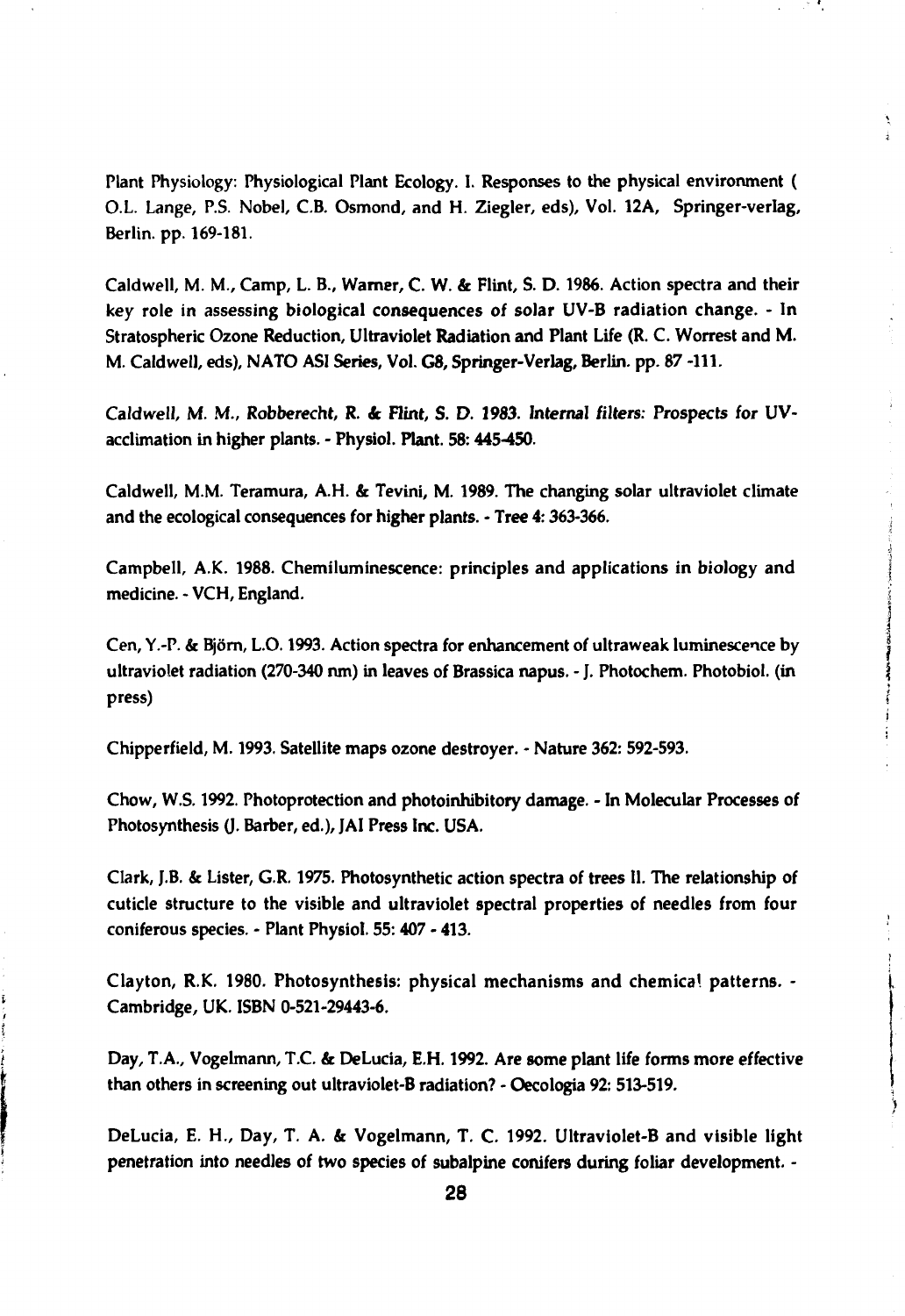Plant Physiology: Physiological Plant Ecology. I. Responses to the physical environment ( O.L. Lange, P.S. Nobel, C.B. Osmond, and H. Ziegler, eds), Vol. 12A, Springer-verlag, Berlin. pp. 169-181.

Caldwell, M. M., Camp, L. B., Warner, C. W. & Flint, S. D. 1986. Action spectra and their key role in assessing biological consequences of solar UV-B radiation change. - In Stratospheric Ozone Reduction, Ultraviolet Radiation and Plant Life (R. C. Worrest and M. M. Caldwell, eds), NATO ASI Series, Vol. G8, Springer-Verlag, Berlin. pp. 87 -111.

Caldwell, M. M., Robberecht, R. & Flint, S. D. 1983. Internal filters: Prospects for UV-acclimation in higher plants. - Physiol. Plant. 58: 445-450.

Caldwell, M.M. Teramura, A.H. & Tevini, M. 1989. The changing solar ultraviolet climate and the ecological consequences for higher plants. - Tree 4: 363-366.

Campbell, A.K. 1988. Chemiluminescence: principles and applications in biology and medicine. - VCH, England.

Cen, Y.-P. & Björn, L.O. 1993. Action spectra for enhancement of ultraweak luminescence by ultraviolet radiation (270-340 nm) in leaves of Brassica napus. - J. Photochem. Photobiol. (in press)

Chipperfield, M. 1993. Satellite maps ozone destroyer. - Nature 362: 592-593.

Chow, W.S. 1992. Photoprotection and photoinhibitory damage. - In Molecular Processes of Photosynthesis (J. Barber, ed.), JAI Press Inc. USA.

Clark, J.B. & Lister, G.R. 1975. Photosynthetic action spectra of trees II. The relationship of cuticle structure to the visible and ultraviolet spectral properties of needles from four coniferous species. - Plant Physiol. 55: 407 - 413.

Clayton, R.K. 1980. Photosynthesis: physical mechanisms and chemical patterns. - Cambridge, UK. ISBN 0-521-29443-6.

Day, T.A., Vogelmann, T.C. & DeLucia, E.H. 1992. Are some plant life forms more effective than others in screening out ultraviolet-B radiation? - Oecologia 92: 513-519.

DeLucia, E. H., Day, T. A. & Vogelmann, T. C. 1992. Ultraviolet-B and visible light penetration into needles of two species of subalpine conifers during foliar development. -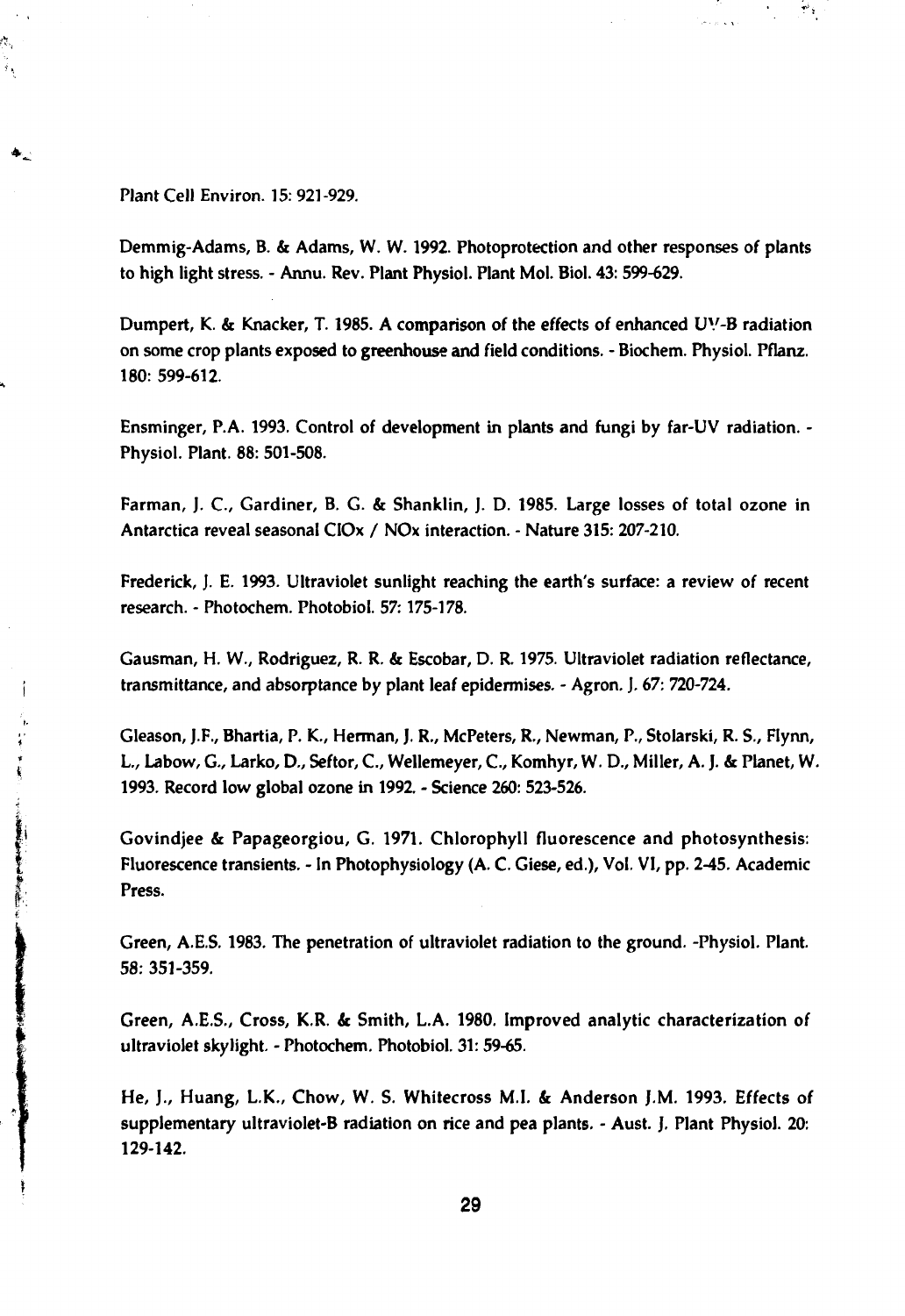Plant Cell Environ. 15: 921-929.

Demmig-Adams, B. & Adams, W. W. 1992. Photoprotection and other responses of plants to high light stress. - Annu. Rev. Plant Physiol. Plant Mol. Biol. 43: 599-629.

Dumpert, K. & Knacker, T. 1985. A comparison of the effects of enhanced UV-B radiation on some crop plants exposed to greenhouse and field conditions. - Biochem. Physiol. Pflanz. 180: 599-612.

Ensminger, P.A. 1993. Control of development in plants and fungi by far-UV radiation. - Physiol. Plant. 88: 501-508.

Farman, J. C., Gardiner, B. G. & Shanklin, J. D. 1985. Large losses of total ozone in Antarctica reveal seasonal ClOx / NOx interaction. - Nature 315: 207-210.

Frederick, J. E. 1993. Ultraviolet sunlight reaching the earth's surface: a review of recent research. - Photochem. Photobiol. 57: 175-178.

Gausman, H. W., Rodriguez, R. R. & Escobar, D. R. 1975. Ultraviolet radiation reflectance, transmittance, and absorptance by plant leaf epidermises. - Agron. J. 67: 720-724.

Gleason, J.F., Bhartia, P. K., Herman, J. R., McPeters, R., Newman, P., Stolarski, R. S., Flynn, L., Labow, G., Larko, D., Seftor, C., Wellemeyer, C., Komhyr, W. D., Miller, A. J. & Planet, W. 1993. Record low global ozone in 1992. - Science 260: 523-526.

Govindjee & Papageorgiou, G. 1971. Chlorophyll fluorescence and photosynthesis: Fluorescence transients. - In Photophysiology (A. C. Giese, ed.), Vol. VI, pp. 2-45. Academic Press.

Green, A.E.S. 1983. The penetration of ultraviolet radiation to the ground. -Physiol. Plant. 58: 351-359.

Green, A.E.S., Cross, K.R. & Smith, L.A. 1980. Improved analytic characterization of ultraviolet skylight. - Photochem. Photobiol. 31: 59-65.

He, J., Huang, L.K., Chow, W. S. Whitecross M.I. & Anderson J.M. 1993. Effects of supplementary ultraviolet-B radiation on rice and pea plants. - Aust. J. Plant Physiol. 20: 129-142.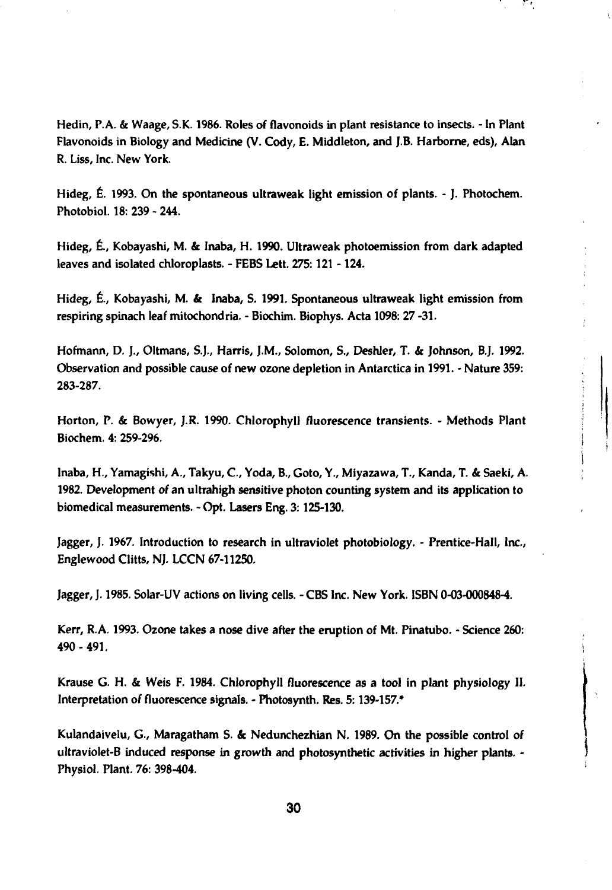Hedin, P.A. & Waage, S.K. 1986. Roles of flavonoids in plant resistance to insects. - In Plant Flavonoids in Biology and Medicine (V. Cody, E. Middleton, and J.B. Harborne, eds), Alan R. Liss, Inc. New York.

Hideg, É. 1993. On the spontaneous ultraweak light emission of plants. - J. Photochem. Photobiol. 18: 239 - 244.

Hideg, É., Kobayashi, M. & Inaba, H. 1990. Ultraweak photoemission from dark adapted leaves and isolated chloroplasts. - FEBS Lett. 275: 121 - 124.

Hideg, É., Kobayashi, M. & Inaba, S. 1991. Spontaneous ultraweak light emission from respiring spinach leaf mitochondria. - Biochim. Biophys. Acta 1098: 27 -31.

Hofmann, D. J., Oltmans, S.J., Harris, J.M., Solomon, S., Deshler, T. & Johnson, B.J. 1992. Observation and possible cause of new ozone depletion in Antarctica in 1991. - Nature 359: 283-287.

Horton, P. & Bowyer, J.R. 1990. Chlorophyll fluorescence transients. - Methods Plant Biochem. 4: 259-296.

Inaba, H., Yamagishi, A., Takyu, C., Yoda, B., Goto, Y., Miyazawa, T., Kanda, T. & Saeki, A. 1982. Development of an ultrahigh sensitive photon counting system and its application to biomedical measurements. - Opt. Lasers Eng. 3: 125-130.

Jagger, J. 1967. Introduction to research in ultraviolet photobiology. - Prentice-Hall, Inc., Englewood Clitts, NJ. LCCN 67-11250.

Jagger, J. 1985. Solar-UV actions on living cells. - CBS Inc. New York. ISBN 0-03-000848-4.

Kerr, R.A. 1993. Ozone takes a nose dive after the eruption of Mt. Pinatubo. - Science 260: 490 - 491.

Krause G. H. & Weis F. 1984. Chlorophyll fluorescence as a tool in plant physiology II. Interpretation of fluorescence signals. - Photosynth. Res. 5: 139-157.*

Kulandaivelu, G., Maragatham S. & Nedunchezhian N. 1989. On the possible control of ultraviolet-B induced response in growth and photosynthetic activities in higher plants. - Physiol. Plant. 76: 398-404.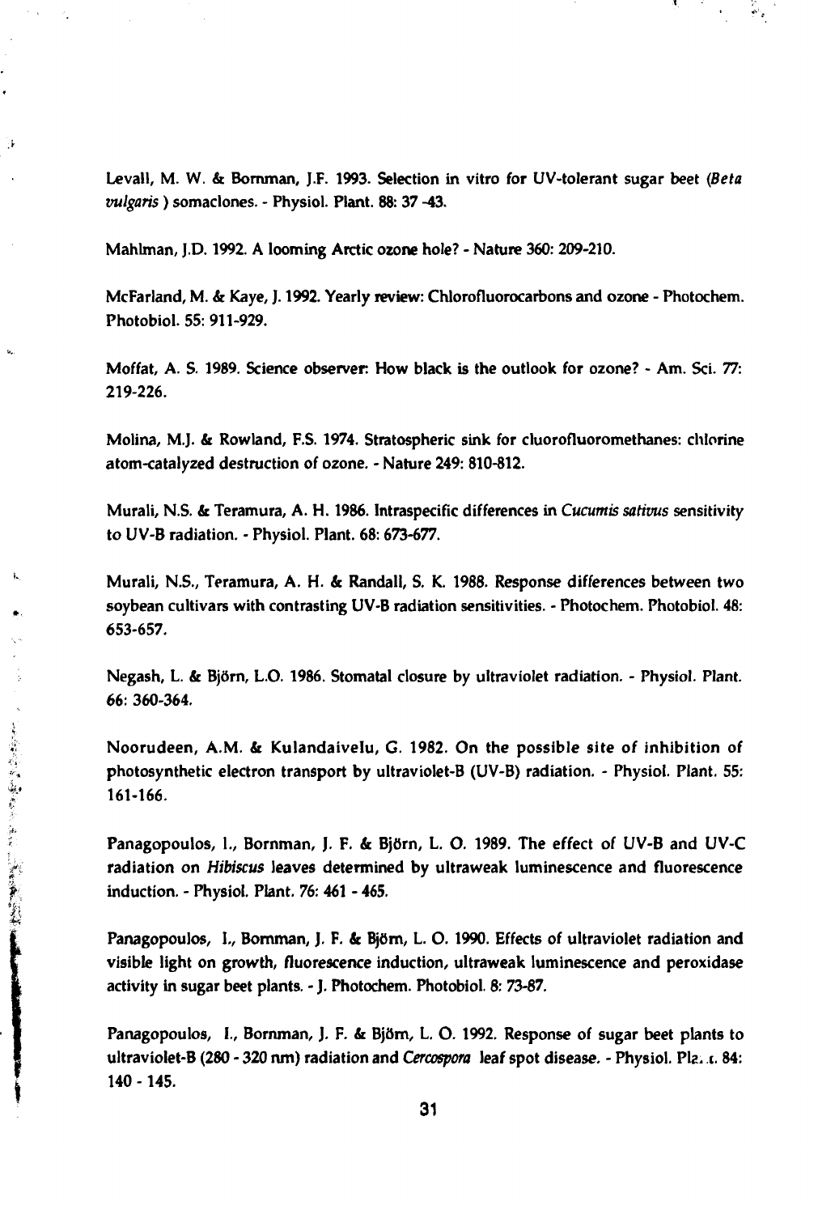Levall, M. W. & Bornman, J.F. 1993. Selection in vitro for UV-tolerant sugar beet (*Beta vulgaris* ) somaclones. - Physiol. Plant. 88: 37 -43.

Mahlman, J.D. 1992. A looming Arctic ozone hole? - Nature 360: 209-210.

McFarland, M. & Kaye, J. 1992. Yearly review: Chlorofluorocarbons and ozone - Photochem. Photobiol. 55: 911-929.

Moffat, A. S. 1989. Science observer: How black is the outlook for ozone? - Am. Sci. 77: 219-226.

Molina, M.J. & Rowland, F.S. 1974. Stratospheric sink for cluorofluoromethanes: chlorine atom-catalyzed destruction of ozone. - Nature 249: 810-812.

Murali, N.S. & Teramura, A. H. 1986. Intraspecific differences in *Cucumis sativus* sensitivity to UV-B radiation. - Physiol. Plant. 68: 673-677.

Murali, N.S., Teramura, A. H. & Randall, S. K. 1988. Response differences between two soybean cultivars with contrasting UV-B radiation sensitivities. - Photochem. Photobiol. 48: 653-657.

Negash, L. & Björn, L.O. 1986. Stomatal closure by ultraviolet radiation. - Physiol. Plant. 66: 360-364.

Noorudeen, A.M. & Kulandaivelu, G. 1982. On the possible site of inhibition of photosynthetic electron transport by ultraviolet-B (UV-B) radiation. - Physiol. Plant. 55: 161-166.

Panagopoulos, I., Bornman, J. F. & Björn, L. O. 1989. The effect of UV-B and UV-C radiation on *Hibiscus* leaves determined by ultraweak luminescence and fluorescence induction. - Physiol. Plant. 76: 461 - 465.

Panagopoulos, I., Bornman, J. F. & Björn, L. O. 1990. Effects of ultraviolet radiation and visible light on growth, fluorescence induction, ultraweak luminescence and peroxidase activity in sugar beet plants. - J. Photochem. Photobiol. 8: 73-87.

Panagopoulos, I., Bornman, J. F. & Björn, L. O. 1992. Response of sugar beet plants to ultraviolet-B (280 - 320 nm) radiation and *Cercospora* leaf spot disease. - Physiol. Plant. 84: 140 - 145.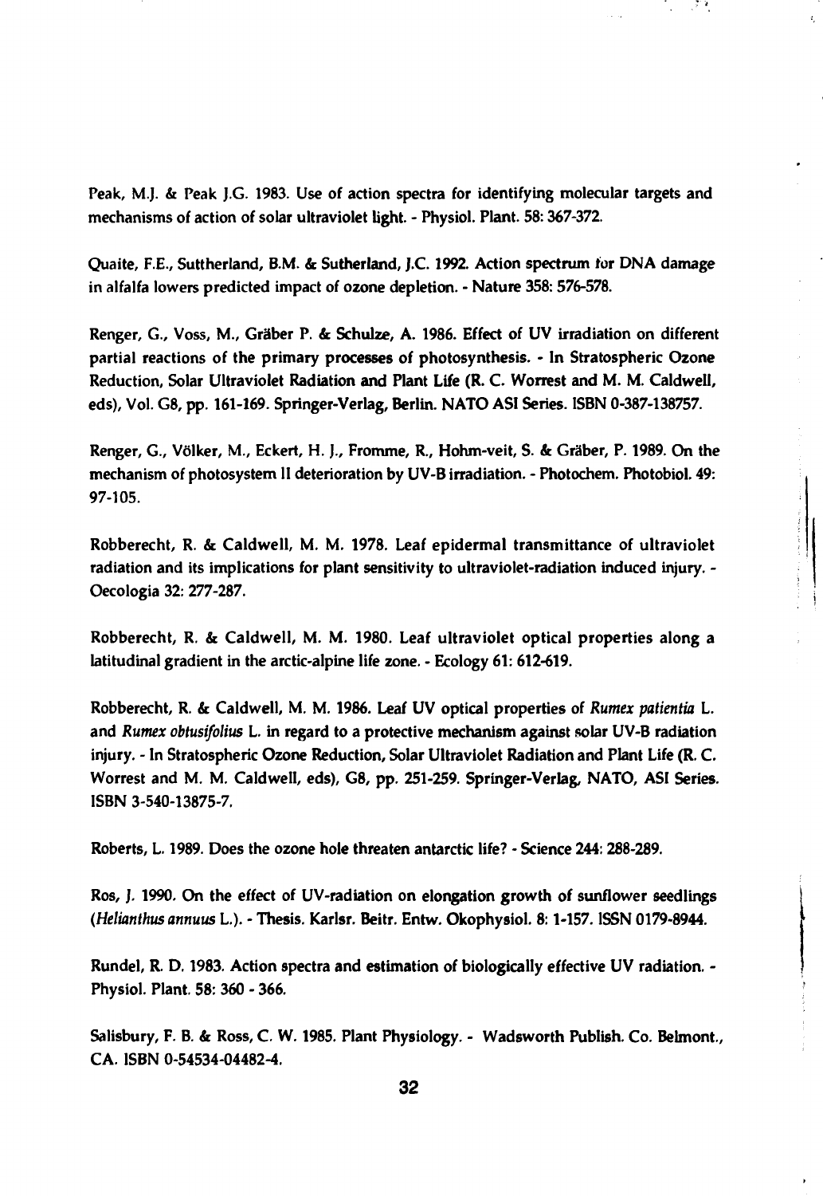Peak, M.J. & Peak J.G. 1983. Use of action spectra for identifying molecular targets and mechanisms of action of solar ultraviolet light. - Physiol. Plant. 58: 367-372.

Quaite, F.E., Suttherland, B.M. & Sutherland, J.C. 1992. Action spectrum for DNA damage in alfalfa lowers predicted impact of ozone depletion. - Nature 358: 576-578.

Renger, G., Voss, M., Gräber P. & Schulze, A. 1986. Effect of UV irradiation on different partial reactions of the primary processes of photosynthesis. - In Stratospheric Ozone Reduction, Solar Ultraviolet Radiation and Plant Life (R. C. Worrest and M. M. Caldwell, eds), Vol. G8, pp. 161-169. Springer-Verlag, Berlin. NATO ASI Series. ISBN 0-387-138757.

Renger, G., Völker, M., Eckert, H. J., Fromme, R., Hohm-veit, S. & Gräber, P. 1989. On the mechanism of photosystem II deterioration by UV-B irradiation. - Photochem. Photobiol. 49: 97-105.

Robberecht, R. & Caldwell, M. M. 1978. Leaf epidermal transmittance of ultraviolet radiation and its implications for plant sensitivity to ultraviolet-radiation induced injury. - Oecologia 32: 277-287.

Robberecht, R. & Caldwell, M. M. 1980. Leaf ultraviolet optical properties along a latitudinal gradient in the arctic-alpine life zone. - Ecology 61: 612-619.

Robberecht, R. & Caldwell, M. M. 1986. Leaf UV optical properties of *Rumex patientia* L. and *Rumex obtusifolius* L. in regard to a protective mechanism against solar UV-B radiation injury. - In Stratospheric Ozone Reduction, Solar Ultraviolet Radiation and Plant Life (R. C. Worrest and M. M. Caldwell, eds), G8, pp. 251-259. Springer-Verlag, NATO, ASI Series. ISBN 3-540-13875-7.

Roberts, L. 1989. Does the ozone hole threaten antarctic life? - Science 244: 288-289.

Ros, J. 1990. On the effect of UV-radiation on elongation growth of sunflower seedlings (*Helianthus annuus* L.). - Thesis. Karlsr. Beitr. Entw. Okophysiol. 8: 1-157. ISSN 0179-8944.

Rundel, R. D. 1983. Action spectra and estimation of biologically effective UV radiation. - Physiol. Plant. 58: 360 - 366.

Salisbury, F. B. & Ross, C. W. 1985. Plant Physiology. - Wadsworth Publish. Co. Belmont., CA. ISBN 0-54534-04482-4.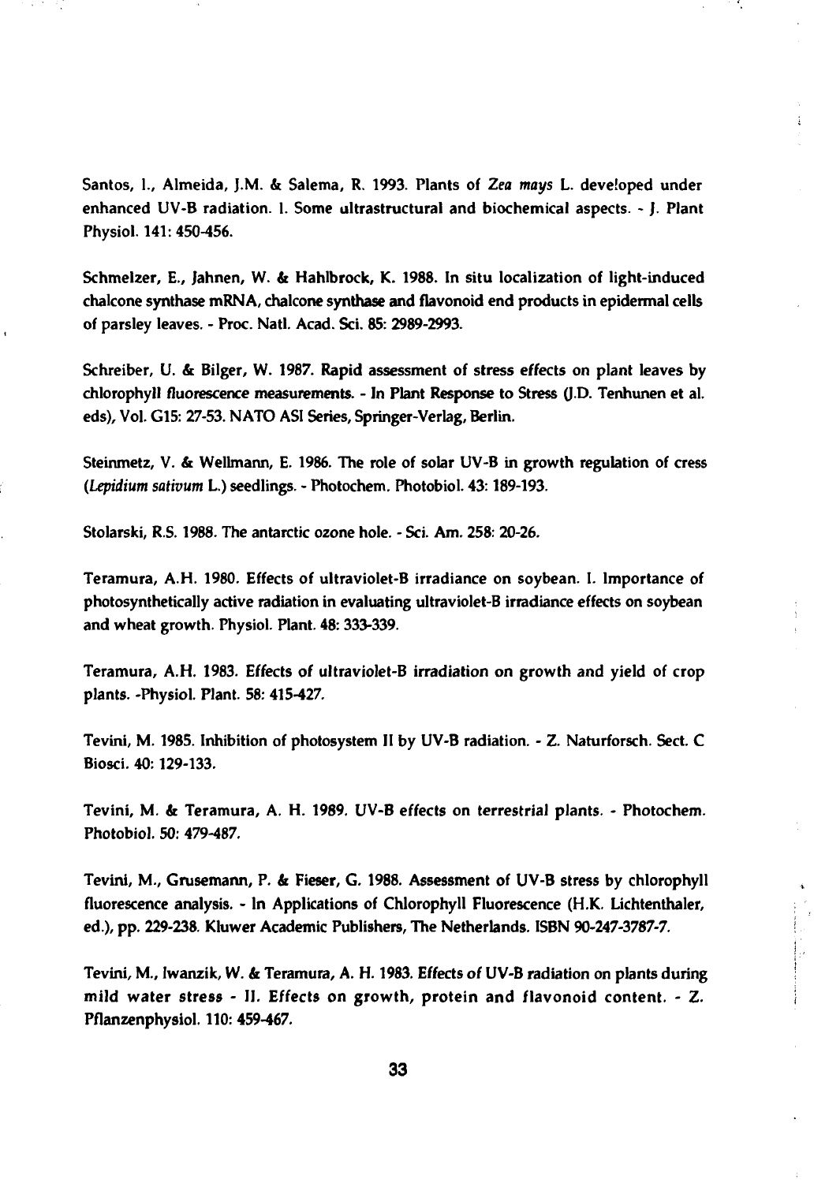Santos, I., Almeida, J.M. & Salema, R. 1993. Plants of *Zea mays* L. developed under enhanced UV-B radiation. I. Some ultrastructural and biochemical aspects. - J. Plant Physiol. 141: 450-456.

Schmelzer, E., Jahnen, W. & Hahlbrock, K. 1988. In situ localization of light-induced chalcone synthase mRNA, chalcone synthase and flavonoid end products in epidermal cells of parsley leaves. - Proc. Natl. Acad. Sci. 85: 2989-2993.

Schreiber, U. & Bilger, W. 1987. Rapid assessment of stress effects on plant leaves by chlorophyll fluorescence measurements. - In Plant Response to Stress (J.D. Tenhunen et al. eds), Vol. G15: 27-53. NATO ASI Series, Springer-Verlag, Berlin.

Steinmetz, V. & Wellmann, E. 1986. The role of solar UV-B in growth regulation of cress (*Lepidium sativum* L.) seedlings. - Photochem. Photobiol. 43: 189-193.

Stolarski, R.S. 1988. The antarctic ozone hole. - Sci. Am. 258: 20-26.

Teramura, A.H. 1980. Effects of ultraviolet-B irradiance on soybean. I. Importance of photosynthetically active radiation in evaluating ultraviolet-B irradiance effects on soybean and wheat growth. Physiol. Plant. 48: 333-339.

Teramura, A.H. 1983. Effects of ultraviolet-B irradiation on growth and yield of crop plants. -Physiol. Plant. 58: 415-427.

Tevini, M. 1985. Inhibition of photosystem II by UV-B radiation. - Z. Naturforsch. Sect. C Biosci. 40: 129-133.

Tevini, M. & Teramura, A. H. 1989. UV-B effects on terrestrial plants. - Photochem. Photobiol. 50: 479-487.

Tevini, M., Grusemann, P. & Fieser, G. 1988. Assessment of UV-B stress by chlorophyll fluorescence analysis. - In Applications of Chlorophyll Fluorescence (H.K. Lichtenthaler, ed.), pp. 229-238. Kluwer Academic Publishers, The Netherlands. ISBN 90-247-3787-7.

Tevini, M., Iwanzik, W. & Teramura, A. H. 1983. Effects of UV-B radiation on plants during mild water stress - II. Effects on growth, protein and flavonoid content. - Z. Pflanzenphysiol. 110: 459-467.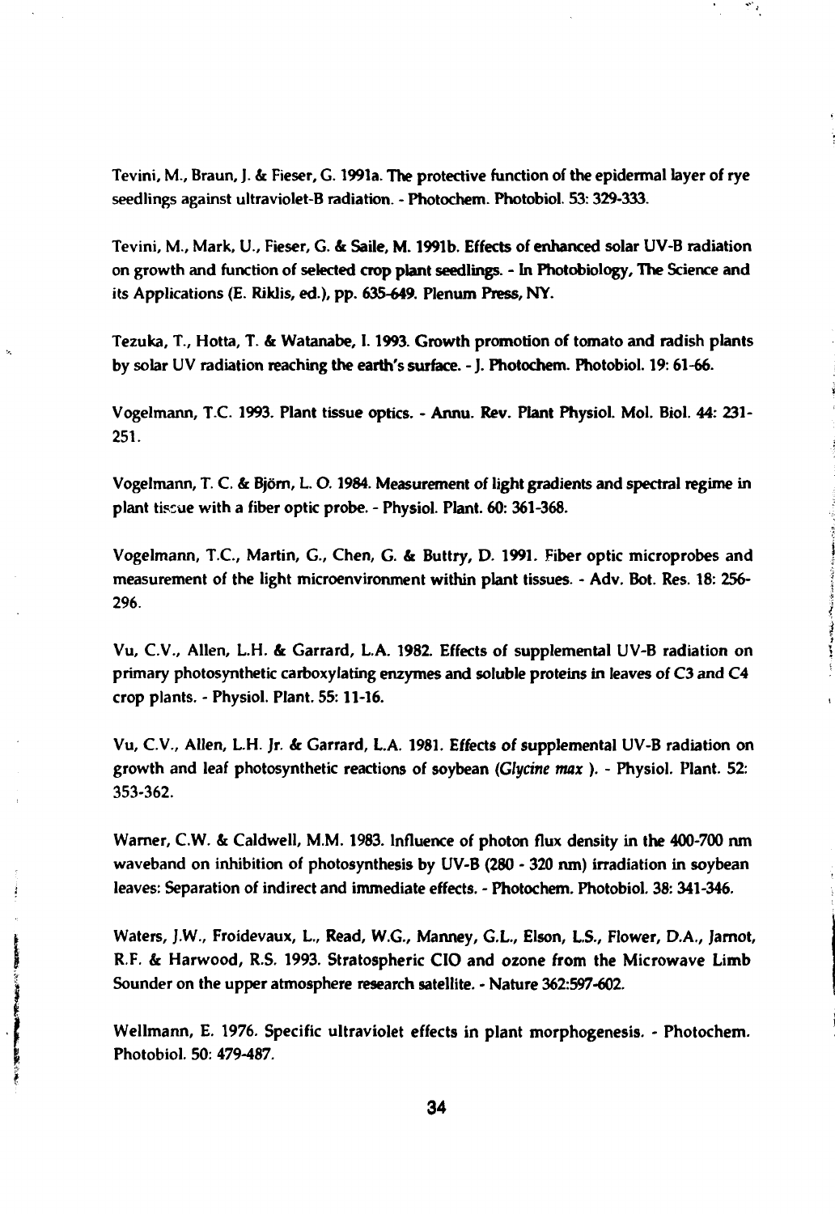Tevini, M., Braun, J. & Fieser, G. 1991a. The protective function of the epidermal layer of rye seedlings against ultraviolet-B radiation. - Photochem. Photobiol. 53: 329-333.

Tevini, M., Mark, U., Fieser, G. & Saile, M. 1991b. Effects of enhanced solar UV-B radiation on growth and function of selected crop plant seedlings. - In Photobiology, The Science and its Applications (E. Riklis, ed.), pp. 635-649. Plenum Press, NY.

Tezuka, T., Hotta, T. & Watanabe, I. 1993. Growth promotion of tomato and radish plants by solar UV radiation reaching the earth's surface. - J. Photochem. Photobiol. 19: 61-66.

Vogelmann, T.C. 1993. Plant tissue optics. - Annu. Rev. Plant Physiol. Mol. Biol. 44: 231-251.

Vogelmann, T. C. & Björn, L. O. 1984. Measurement of light gradients and spectral regime in plant tissue with a fiber optic probe. - Physiol. Plant. 60: 361-368.

Vogelmann, T.C., Martin, G., Chen, G. & Buttry, D. 1991. Fiber optic microprobes and measurement of the light microenvironment within plant tissues. - Adv. Bot. Res. 18: 256-296.

Vu, C.V., Allen, L.H. & Garrard, L.A. 1982. Effects of supplemental UV-B radiation on primary photosynthetic carboxylating enzymes and soluble proteins in leaves of C3 and C4 crop plants. - Physiol. Plant. 55: 11-16.

Vu, C.V., Allen, L.H. Jr. & Garrard, L.A. 1981. Effects of supplemental UV-B radiation on growth and leaf photosynthetic reactions of soybean (*Glycine max* ). - Physiol. Plant. 52: 353-362.

Warner, C.W. & Caldwell, M.M. 1983. Influence of photon flux density in the 400-700 nm waveband on inhibition of photosynthesis by UV-B (280 - 320 nm) irradiation in soybean leaves: Separation of indirect and immediate effects. - Photochem. Photobiol. 38: 341-346.

Waters, J.W., Froidevaux, L., Read, W.G., Manney, G.L., Elson, L.S., Flower, D.A., Jarnot, R.F. & Harwood, R.S. 1993. Stratospheric ClO and ozone from the Microwave Limb Sounder on the upper atmosphere research satellite. - Nature 362:597-602.

Wellmann, E. 1976. Specific ultraviolet effects in plant morphogenesis. - Photochem. Photobiol. 50: 479-487.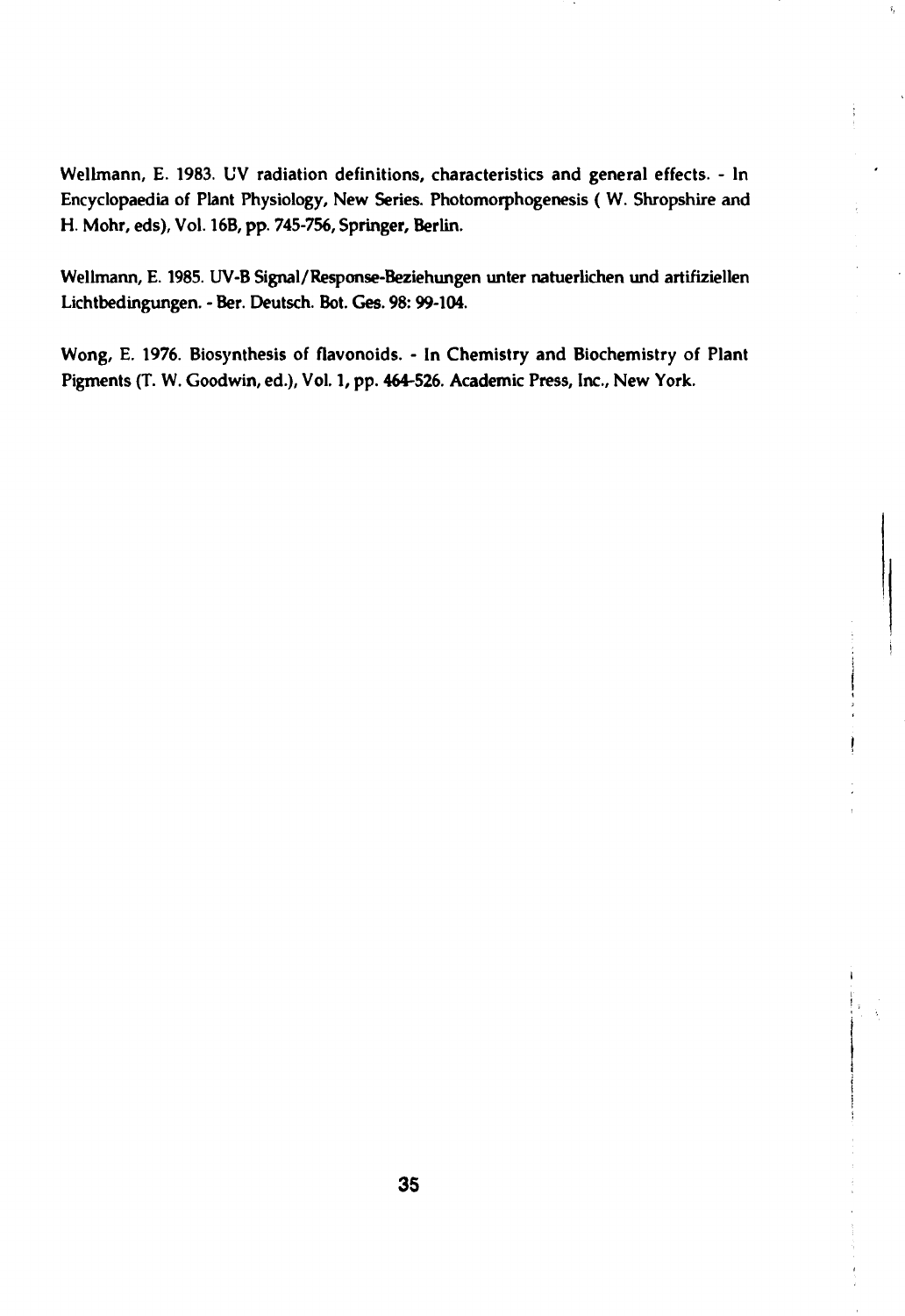Wellmann, E. 1983. UV radiation definitions, characteristics and general effects. - In Encyclopaedia of Plant Physiology, New Series. Photomorphogenesis ( W. Shropshire and H. Mohr, eds), Vol. 16B, pp. 745-756, Springer, Berlin.

Wellmann, E. 1985. UV-B Signal/Response-Beziehungen unter natuerlichen und artifiziellen Lichtbedingungen. - Ber. Deutsch. Bot. Ges. 98: 99-104.

Wong, E. 1976. Biosynthesis of flavonoids. - In Chemistry and Biochemistry of Plant Pigments (T. W. Goodwin, ed.), Vol. 1, pp. 464-526. Academic Press, Inc., New York.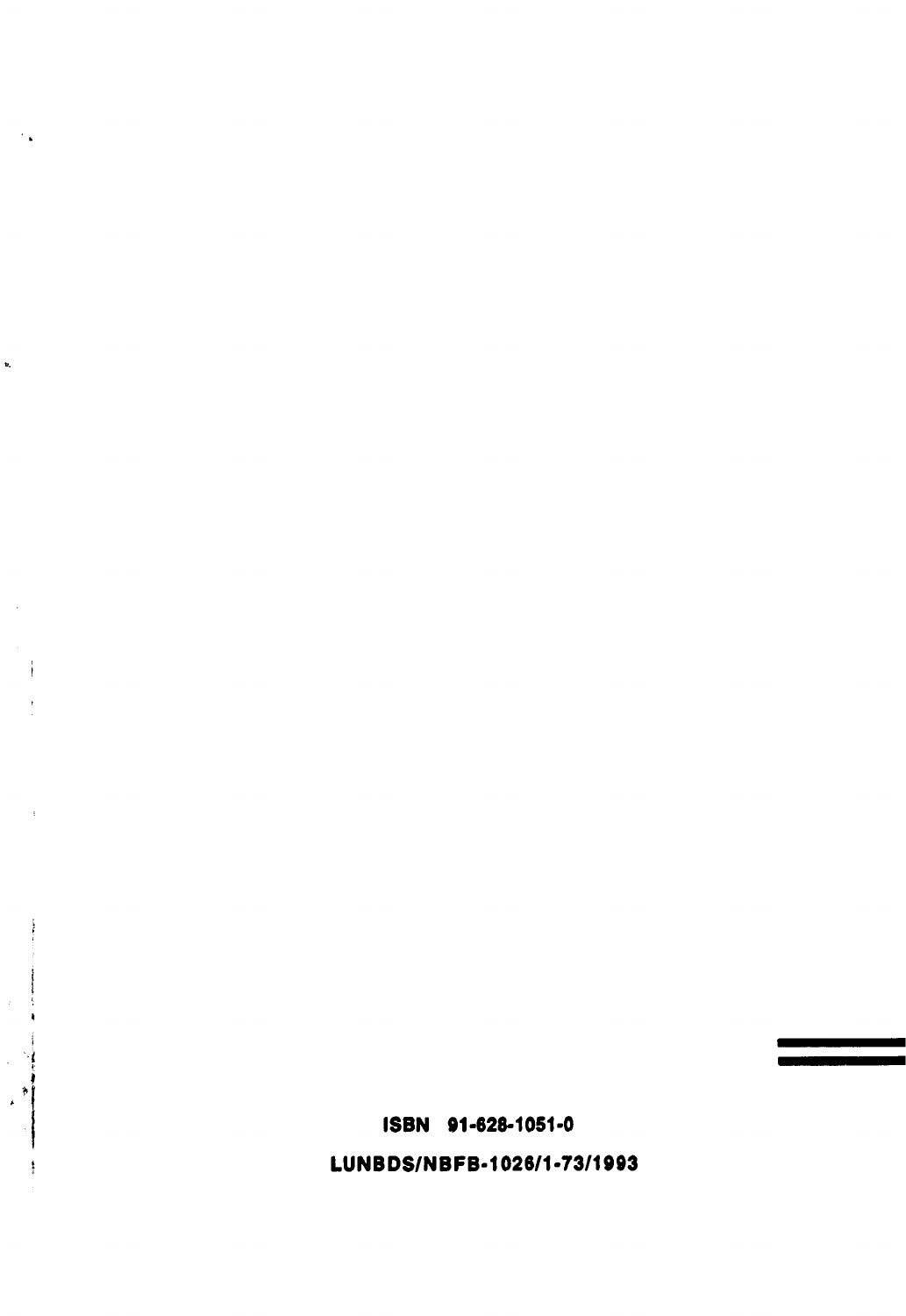**ISBN 91-628-1051-0**

**LUNBDS/NBFB-1026/1-73/1993**